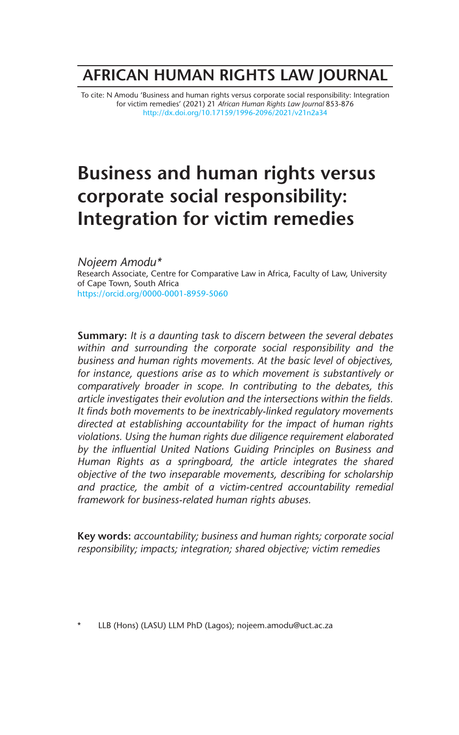# AFRICAN HUMAN RIGHTS LAW JOURNAL

To cite: N Amodu 'Business and human rights versus corporate social responsibility: Integration for victim remedies' (2021) 21 *African Human Rights Law Journal* 853-876
http://dx.doi.org/10.17159/1996-2096/2021/v21n2a34

# Business and human rights versus corporate social responsibility: Integration for victim remedies

*Nojeem Amodu**
Research Associate, Centre for Comparative Law in Africa, Faculty of Law, University of Cape Town, South Africa
https://orcid.org/0000-0001-8959-5060

**Summary:** *It is a daunting task to discern between the several debates within and surrounding the corporate social responsibility and the business and human rights movements. At the basic level of objectives, for instance, questions arise as to which movement is substantively or comparatively broader in scope. In contributing to the debates, this article investigates their evolution and the intersections within the fields. It finds both movements to be inextricably-linked regulatory movements directed at establishing accountability for the impact of human rights violations. Using the human rights due diligence requirement elaborated by the influential United Nations Guiding Principles on Business and Human Rights as a springboard, the article integrates the shared objective of the two inseparable movements, describing for scholarship and practice, the ambit of a victim-centred accountability remedial framework for business-related human rights abuses.*

**Key words:** *accountability; business and human rights; corporate social responsibility; impacts; integration; shared objective; victim remedies*

\* LLB (Hons) (LASU) LLM PhD (Lagos); nojeem.amodu@uct.ac.za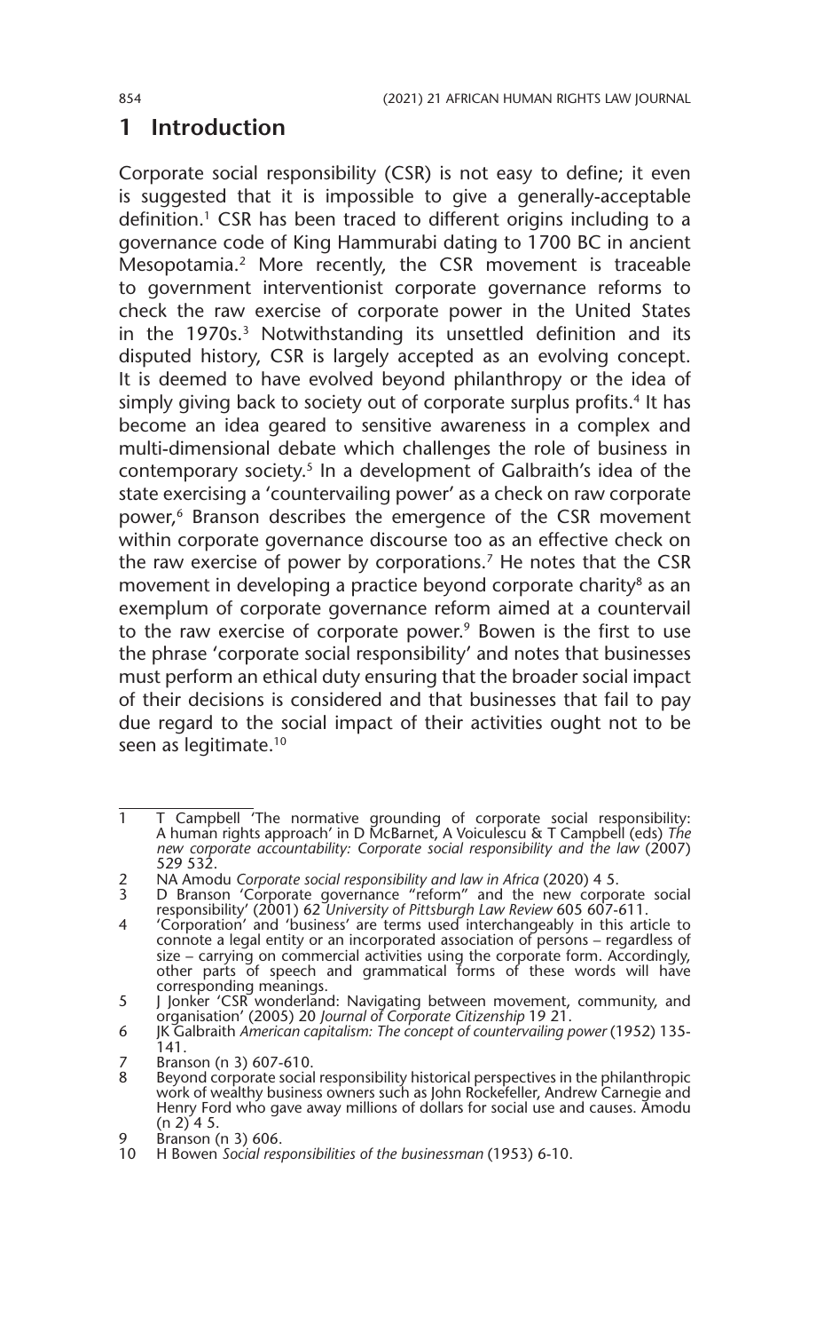## 1 Introduction

Corporate social responsibility (CSR) is not easy to define; it even is suggested that it is impossible to give a generally-acceptable definition.[1] CSR has been traced to different origins including to a governance code of King Hammurabi dating to 1700 BC in ancient Mesopotamia.[2] More recently, the CSR movement is traceable to government interventionist corporate governance reforms to check the raw exercise of corporate power in the United States in the 1970s.[3] Notwithstanding its unsettled definition and its disputed history, CSR is largely accepted as an evolving concept. It is deemed to have evolved beyond philanthropy or the idea of simply giving back to society out of corporate surplus profits.[4] It has become an idea geared to sensitive awareness in a complex and multi-dimensional debate which challenges the role of business in contemporary society.[5] In a development of Galbraith's idea of the state exercising a 'countervailing power' as a check on raw corporate power,[6] Branson describes the emergence of the CSR movement within corporate governance discourse too as an effective check on the raw exercise of power by corporations.[7] He notes that the CSR movement in developing a practice beyond corporate charity[8] as an exemplum of corporate governance reform aimed at a countervail to the raw exercise of corporate power.[9] Bowen is the first to use the phrase 'corporate social responsibility' and notes that businesses must perform an ethical duty ensuring that the broader social impact of their decisions is considered and that businesses that fail to pay due regard to the social impact of their activities ought not to be seen as legitimate.[10]

---

1 T Campbell 'The normative grounding of corporate social responsibility: A human rights approach' in D McBarnet, A Voiculescu & T Campbell (eds) *The new corporate accountability: Corporate social responsibility and the law* (2007) 529 532.

2 NA Amodu *Corporate social responsibility and law in Africa* (2020) 4 5.

3 D Branson 'Corporate governance "reform" and the new corporate social responsibility' (2001) 62 *University of Pittsburgh Law Review* 605 607-611.

4 'Corporation' and 'business' are terms used interchangeably in this article to connote a legal entity or an incorporated association of persons – regardless of size – carrying on commercial activities using the corporate form. Accordingly, other parts of speech and grammatical forms of these words will have corresponding meanings.

5 J Jonker 'CSR wonderland: Navigating between movement, community, and organisation' (2005) 20 *Journal of Corporate Citizenship* 19 21.

6 JK Galbraith *American capitalism: The concept of countervailing power* (1952) 135-141.

7 Branson (n 3) 607-610.

8 Beyond corporate social responsibility historical perspectives in the philanthropic work of wealthy business owners such as John Rockefeller, Andrew Carnegie and Henry Ford who gave away millions of dollars for social use and causes. Amodu (n 2) 4 5.

9 Branson (n 3) 606.

10 H Bowen *Social responsibilities of the businessman* (1953) 6-10.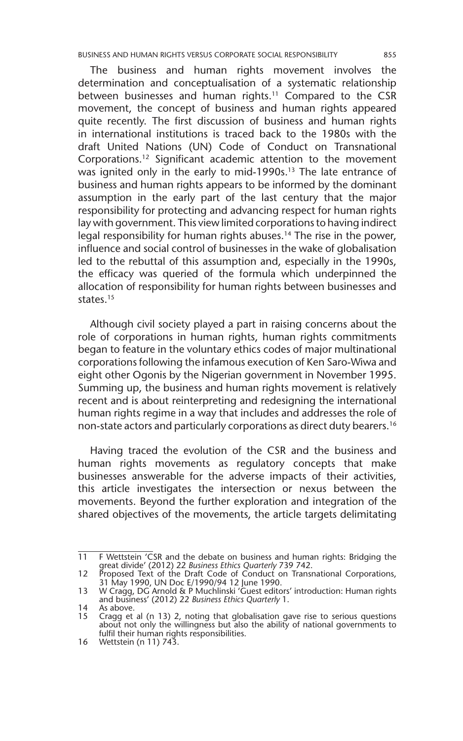The business and human rights movement involves the determination and conceptualisation of a systematic relationship between businesses and human rights.[11] Compared to the CSR movement, the concept of business and human rights appeared quite recently. The first discussion of business and human rights in international institutions is traced back to the 1980s with the draft United Nations (UN) Code of Conduct on Transnational Corporations.[12] Significant academic attention to the movement was ignited only in the early to mid-1990s.[13] The late entrance of business and human rights appears to be informed by the dominant assumption in the early part of the last century that the major responsibility for protecting and advancing respect for human rights lay with government. This view limited corporations to having indirect legal responsibility for human rights abuses.[14] The rise in the power, influence and social control of businesses in the wake of globalisation led to the rebuttal of this assumption and, especially in the 1990s, the efficacy was queried of the formula which underpinned the allocation of responsibility for human rights between businesses and states.[15]

Although civil society played a part in raising concerns about the role of corporations in human rights, human rights commitments began to feature in the voluntary ethics codes of major multinational corporations following the infamous execution of Ken Saro-Wiwa and eight other Ogonis by the Nigerian government in November 1995. Summing up, the business and human rights movement is relatively recent and is about reinterpreting and redesigning the international human rights regime in a way that includes and addresses the role of non-state actors and particularly corporations as direct duty bearers.[16]

Having traced the evolution of the CSR and the business and human rights movements as regulatory concepts that make businesses answerable for the adverse impacts of their activities, this article investigates the intersection or nexus between the movements. Beyond the further exploration and integration of the shared objectives of the movements, the article targets delimitating

---

11 F Wettstein 'CSR and the debate on business and human rights: Bridging the great divide' (2012) 22 *Business Ethics Quarterly* 739 742.

12 Proposed Text of the Draft Code of Conduct on Transnational Corporations, 31 May 1990, UN Doc E/1990/94 12 June 1990.

13 W Cragg, DG Arnold & P Muchlinski 'Guest editors' introduction: Human rights and business' (2012) 22 *Business Ethics Quarterly* 1.

14 As above.

15 Cragg et al (n 13) 2, noting that globalisation gave rise to serious questions about not only the willingness but also the ability of national governments to fulfil their human rights responsibilities.

16 Wettstein (n 11) 743.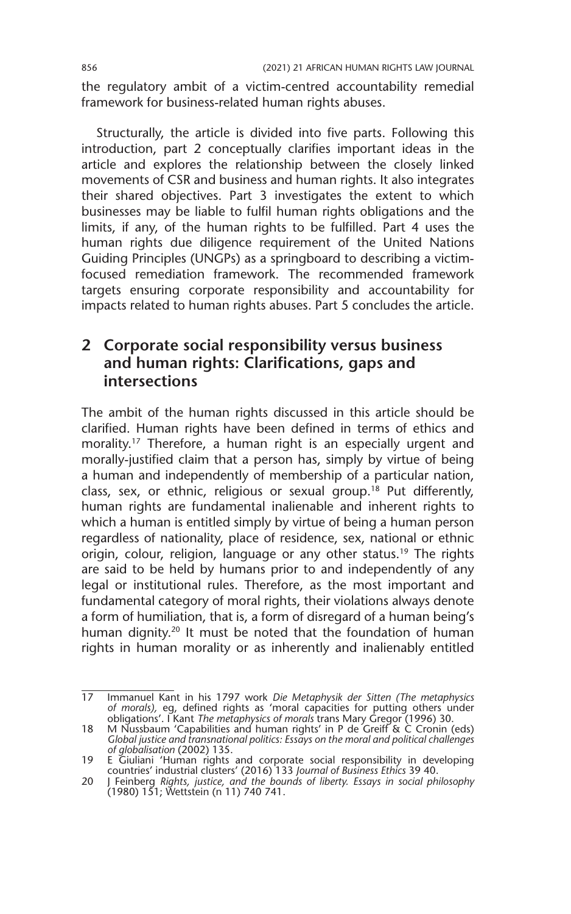the regulatory ambit of a victim-centred accountability remedial framework for business-related human rights abuses.

Structurally, the article is divided into five parts. Following this introduction, part 2 conceptually clarifies important ideas in the article and explores the relationship between the closely linked movements of CSR and business and human rights. It also integrates their shared objectives. Part 3 investigates the extent to which businesses may be liable to fulfil human rights obligations and the limits, if any, of the human rights to be fulfilled. Part 4 uses the human rights due diligence requirement of the United Nations Guiding Principles (UNGPs) as a springboard to describing a victim-focused remediation framework. The recommended framework targets ensuring corporate responsibility and accountability for impacts related to human rights abuses. Part 5 concludes the article.

## 2 Corporate social responsibility versus business and human rights: Clarifications, gaps and intersections

The ambit of the human rights discussed in this article should be clarified. Human rights have been defined in terms of ethics and morality.[17] Therefore, a human right is an especially urgent and morally-justified claim that a person has, simply by virtue of being a human and independently of membership of a particular nation, class, sex, or ethnic, religious or sexual group.[18] Put differently, human rights are fundamental inalienable and inherent rights to which a human is entitled simply by virtue of being a human person regardless of nationality, place of residence, sex, national or ethnic origin, colour, religion, language or any other status.[19] The rights are said to be held by humans prior to and independently of any legal or institutional rules. Therefore, as the most important and fundamental category of moral rights, their violations always denote a form of humiliation, that is, a form of disregard of a human being's human dignity.[20] It must be noted that the foundation of human rights in human morality or as inherently and inalienably entitled

---

17 Immanuel Kant in his 1797 work *Die Metaphysik der Sitten (The metaphysics of morals)*, eg, defined rights as 'moral capacities for putting others under obligations'. I Kant *The metaphysics of morals* trans Mary Gregor (1996) 30.

18 M Nussbaum 'Capabilities and human rights' in P de Greiff & C Cronin (eds) *Global justice and transnational politics: Essays on the moral and political challenges of globalisation* (2002) 135.

19 E Giuliani 'Human rights and corporate social responsibility in developing countries' industrial clusters' (2016) 133 *Journal of Business Ethics* 39 40.

20 J Feinberg *Rights, justice, and the bounds of liberty. Essays in social philosophy* (1980) 151; Wettstein (n 11) 740 741.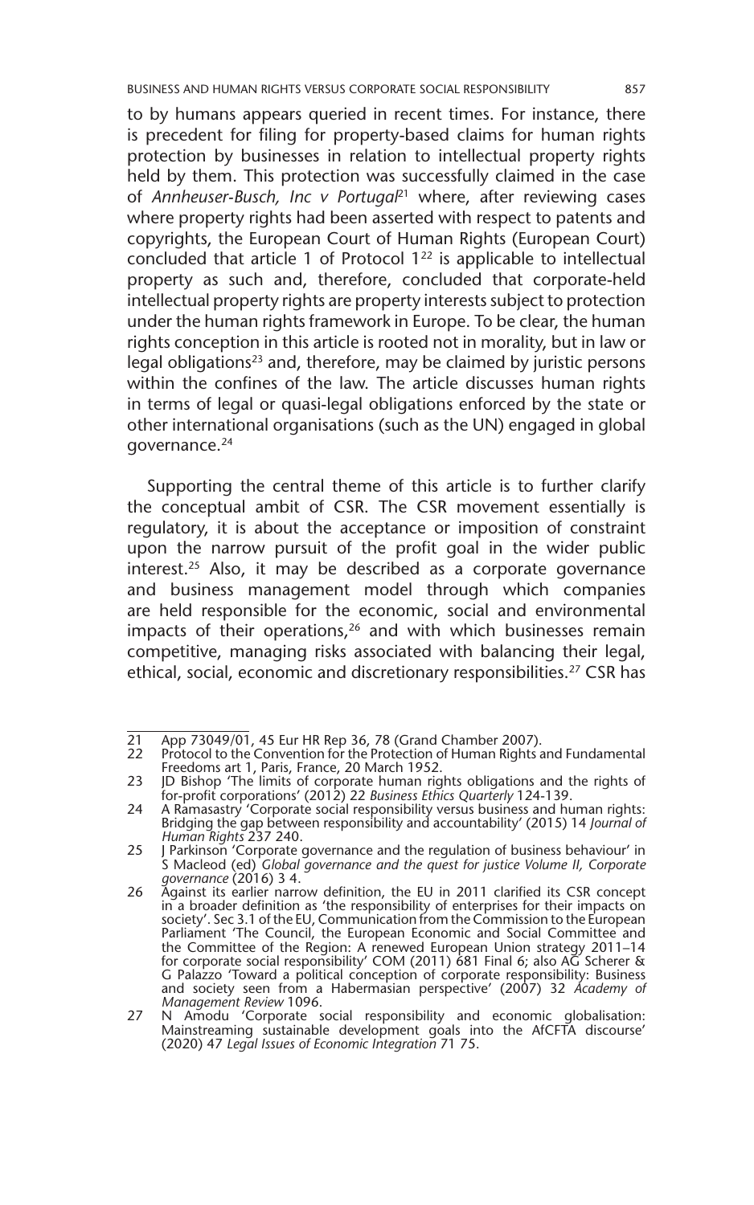to by humans appears queried in recent times. For instance, there is precedent for filing for property-based claims for human rights protection by businesses in relation to intellectual property rights held by them. This protection was successfully claimed in the case of *Annheuser-Busch, Inc v Portugal*[21] where, after reviewing cases where property rights had been asserted with respect to patents and copyrights, the European Court of Human Rights (European Court) concluded that article 1 of Protocol 1[22] is applicable to intellectual property as such and, therefore, concluded that corporate-held intellectual property rights are property interests subject to protection under the human rights framework in Europe. To be clear, the human rights conception in this article is rooted not in morality, but in law or legal obligations[23] and, therefore, may be claimed by juristic persons within the confines of the law. The article discusses human rights in terms of legal or quasi-legal obligations enforced by the state or other international organisations (such as the UN) engaged in global governance.[24]

Supporting the central theme of this article is to further clarify the conceptual ambit of CSR. The CSR movement essentially is regulatory, it is about the acceptance or imposition of constraint upon the narrow pursuit of the profit goal in the wider public interest.[25] Also, it may be described as a corporate governance and business management model through which companies are held responsible for the economic, social and environmental impacts of their operations,[26] and with which businesses remain competitive, managing risks associated with balancing their legal, ethical, social, economic and discretionary responsibilities.[27] CSR has

---

21 App 73049/01, 45 Eur HR Rep 36, 78 (Grand Chamber 2007).

22 Protocol to the Convention for the Protection of Human Rights and Fundamental Freedoms art 1, Paris, France, 20 March 1952.

23 JD Bishop 'The limits of corporate human rights obligations and the rights of for-profit corporations' (2012) 22 *Business Ethics Quarterly* 124-139.

24 A Ramasastry 'Corporate social responsibility versus business and human rights: Bridging the gap between responsibility and accountability' (2015) 14 *Journal of Human Rights* 237 240.

25 J Parkinson 'Corporate governance and the regulation of business behaviour' in S Macleod (ed) *Global governance and the quest for justice Volume II, Corporate governance* (2016) 3 4.

26 Against its earlier narrow definition, the EU in 2011 clarified its CSR concept in a broader definition as 'the responsibility of enterprises for their impacts on society'. Sec 3.1 of the EU, Communication from the Commission to the European Parliament 'The Council, the European Economic and Social Committee and the Committee of the Region: A renewed European Union strategy 2011–14 for corporate social responsibility' COM (2011) 681 Final 6; also AG Scherer & G Palazzo 'Toward a political conception of corporate responsibility: Business and society seen from a Habermasian perspective' (2007) 32 *Academy of Management Review* 1096.

27 N Amodu 'Corporate social responsibility and economic globalisation: Mainstreaming sustainable development goals into the AfCFTA discourse' (2020) 47 *Legal Issues of Economic Integration* 71 75.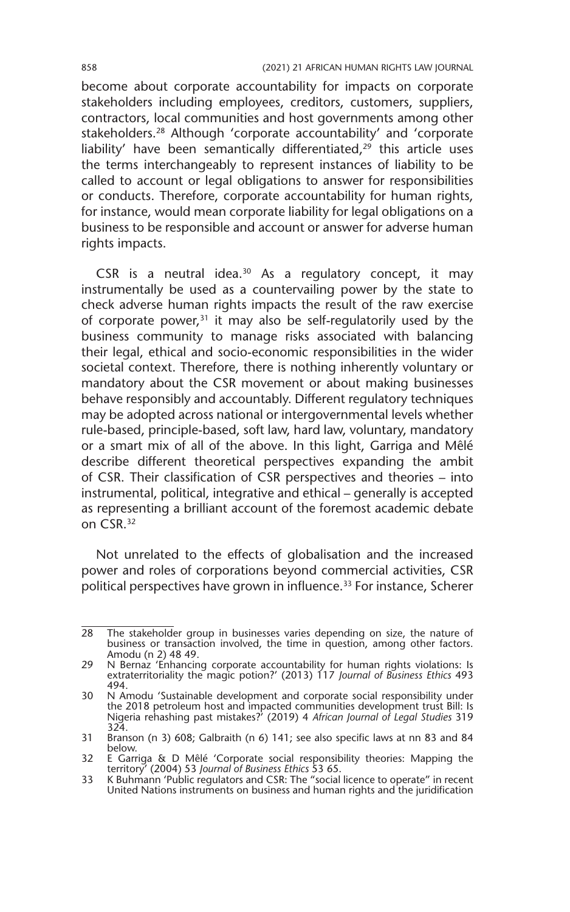become about corporate accountability for impacts on corporate stakeholders including employees, creditors, customers, suppliers, contractors, local communities and host governments among other stakeholders.[28] Although 'corporate accountability' and 'corporate liability' have been semantically differentiated,[29] this article uses the terms interchangeably to represent instances of liability to be called to account or legal obligations to answer for responsibilities or conducts. Therefore, corporate accountability for human rights, for instance, would mean corporate liability for legal obligations on a business to be responsible and account or answer for adverse human rights impacts.

CSR is a neutral idea.[30] As a regulatory concept, it may instrumentally be used as a countervailing power by the state to check adverse human rights impacts the result of the raw exercise of corporate power,[31] it may also be self-regulatorily used by the business community to manage risks associated with balancing their legal, ethical and socio-economic responsibilities in the wider societal context. Therefore, there is nothing inherently voluntary or mandatory about the CSR movement or about making businesses behave responsibly and accountably. Different regulatory techniques may be adopted across national or intergovernmental levels whether rule-based, principle-based, soft law, hard law, voluntary, mandatory or a smart mix of all of the above. In this light, Garriga and Mêlé describe different theoretical perspectives expanding the ambit of CSR. Their classification of CSR perspectives and theories – into instrumental, political, integrative and ethical – generally is accepted as representing a brilliant account of the foremost academic debate on CSR.[32]

Not unrelated to the effects of globalisation and the increased power and roles of corporations beyond commercial activities, CSR political perspectives have grown in influence.[33] For instance, Scherer

---

28 The stakeholder group in businesses varies depending on size, the nature of business or transaction involved, the time in question, among other factors. Amodu (n 2) 48 49.

29 N Bernaz 'Enhancing corporate accountability for human rights violations: Is extraterritoriality the magic potion?' (2013) 117 *Journal of Business Ethics* 493 494.

30 N Amodu 'Sustainable development and corporate social responsibility under the 2018 petroleum host and impacted communities development trust Bill: Is Nigeria rehashing past mistakes?' (2019) 4 *African Journal of Legal Studies* 319 324.

31 Branson (n 3) 608; Galbraith (n 6) 141; see also specific laws at nn 83 and 84 below.

32 E Garriga & D Mêlé 'Corporate social responsibility theories: Mapping the territory' (2004) 53 *Journal of Business Ethics* 53 65.

33 K Buhmann 'Public regulators and CSR: The "social licence to operate" in recent United Nations instruments on business and human rights and the juridification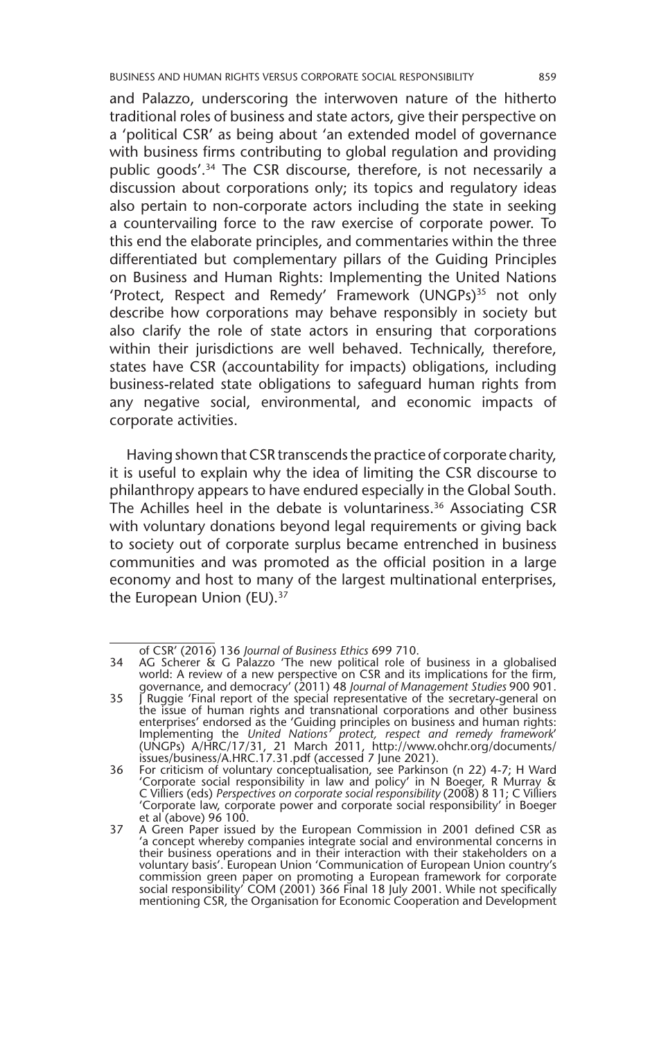and Palazzo, underscoring the interwoven nature of the hitherto traditional roles of business and state actors, give their perspective on a 'political CSR' as being about 'an extended model of governance with business firms contributing to global regulation and providing public goods'.[34] The CSR discourse, therefore, is not necessarily a discussion about corporations only; its topics and regulatory ideas also pertain to non-corporate actors including the state in seeking a countervailing force to the raw exercise of corporate power. To this end the elaborate principles, and commentaries within the three differentiated but complementary pillars of the Guiding Principles on Business and Human Rights: Implementing the United Nations 'Protect, Respect and Remedy' Framework (UNGPs)[35] not only describe how corporations may behave responsibly in society but also clarify the role of state actors in ensuring that corporations within their jurisdictions are well behaved. Technically, therefore, states have CSR (accountability for impacts) obligations, including business-related state obligations to safeguard human rights from any negative social, environmental, and economic impacts of corporate activities.

Having shown that CSR transcends the practice of corporate charity, it is useful to explain why the idea of limiting the CSR discourse to philanthropy appears to have endured especially in the Global South. The Achilles heel in the debate is voluntariness.[36] Associating CSR with voluntary donations beyond legal requirements or giving back to society out of corporate surplus became entrenched in business communities and was promoted as the official position in a large economy and host to many of the largest multinational enterprises, the European Union (EU).[37]

---

of CSR' (2016) 136 *Journal of Business Ethics* 699 710.

34 AG Scherer & G Palazzo 'The new political role of business in a globalised world: A review of a new perspective on CSR and its implications for the firm, governance, and democracy' (2011) 48 *Journal of Management Studies* 900 901.

35 J Ruggie 'Final report of the special representative of the secretary-general on the issue of human rights and transnational corporations and other business enterprises' endorsed as the 'Guiding principles on business and human rights: Implementing the *United Nations' protect, respect and remedy framework*' (UNGPs) A/HRC/17/31, 21 March 2011, http://www.ohchr.org/documents/issues/business/A.HRC.17.31.pdf (accessed 7 June 2021).

36 For criticism of voluntary conceptualisation, see Parkinson (n 22) 4-7; H Ward 'Corporate social responsibility in law and policy' in N Boeger, R Murray & C Villiers (eds) *Perspectives on corporate social responsibility* (2008) 8 11; C Villiers 'Corporate law, corporate power and corporate social responsibility' in Boeger et al (above) 96 100.

37 A Green Paper issued by the European Commission in 2001 defined CSR as 'a concept whereby companies integrate social and environmental concerns in their business operations and in their interaction with their stakeholders on a voluntary basis'. European Union 'Communication of European Union country's commission green paper on promoting a European framework for corporate social responsibility' COM (2001) 366 Final 18 July 2001. While not specifically mentioning CSR, the Organisation for Economic Cooperation and Development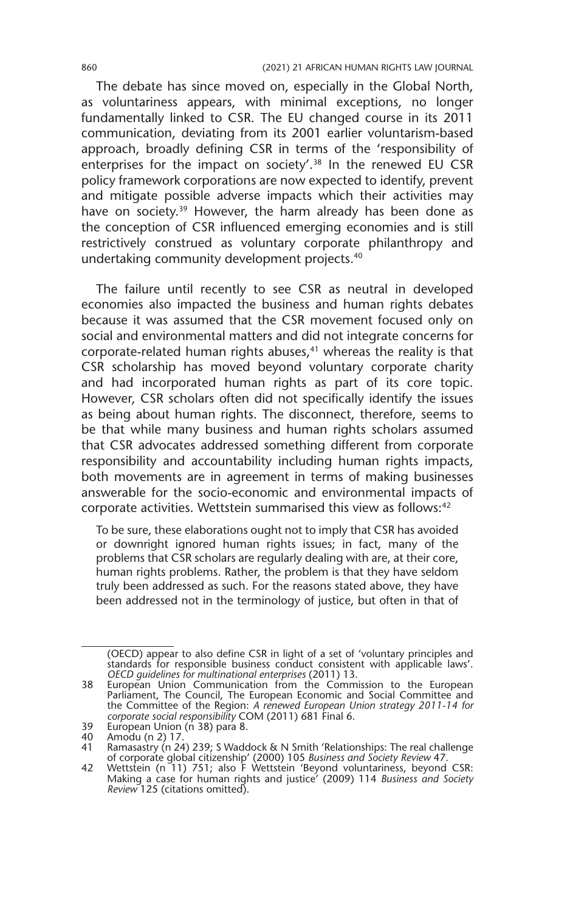The debate has since moved on, especially in the Global North, as voluntariness appears, with minimal exceptions, no longer fundamentally linked to CSR. The EU changed course in its 2011 communication, deviating from its 2001 earlier voluntarism-based approach, broadly defining CSR in terms of the 'responsibility of enterprises for the impact on society'.[38] In the renewed EU CSR policy framework corporations are now expected to identify, prevent and mitigate possible adverse impacts which their activities may have on society.[39] However, the harm already has been done as the conception of CSR influenced emerging economies and is still restrictively construed as voluntary corporate philanthropy and undertaking community development projects.[40]

The failure until recently to see CSR as neutral in developed economies also impacted the business and human rights debates because it was assumed that the CSR movement focused only on social and environmental matters and did not integrate concerns for corporate-related human rights abuses,[41] whereas the reality is that CSR scholarship has moved beyond voluntary corporate charity and had incorporated human rights as part of its core topic. However, CSR scholars often did not specifically identify the issues as being about human rights. The disconnect, therefore, seems to be that while many business and human rights scholars assumed that CSR advocates addressed something different from corporate responsibility and accountability including human rights impacts, both movements are in agreement in terms of making businesses answerable for the socio-economic and environmental impacts of corporate activities. Wettstein summarised this view as follows:[42]

> To be sure, these elaborations ought not to imply that CSR has avoided or downright ignored human rights issues; in fact, many of the problems that CSR scholars are regularly dealing with are, at their core, human rights problems. Rather, the problem is that they have seldom truly been addressed as such. For the reasons stated above, they have been addressed not in the terminology of justice, but often in that of

---

(OECD) appear to also define CSR in light of a set of 'voluntary principles and standards for responsible business conduct consistent with applicable laws'. *OECD guidelines for multinational enterprises* (2011) 13.

38 European Union Communication from the Commission to the European Parliament, The Council, The European Economic and Social Committee and the Committee of the Region: *A renewed European Union strategy 2011-14 for corporate social responsibility* COM (2011) 681 Final 6.

39 European Union (n 38) para 8.

40 Amodu (n 2) 17.

41 Ramasastry (n 24) 239; S Waddock & N Smith 'Relationships: The real challenge of corporate global citizenship' (2000) 105 *Business and Society Review* 47.

42 Wettstein (n 11) 751; also F Wettstein 'Beyond voluntariness, beyond CSR: Making a case for human rights and justice' (2009) 114 *Business and Society Review* 125 (citations omitted).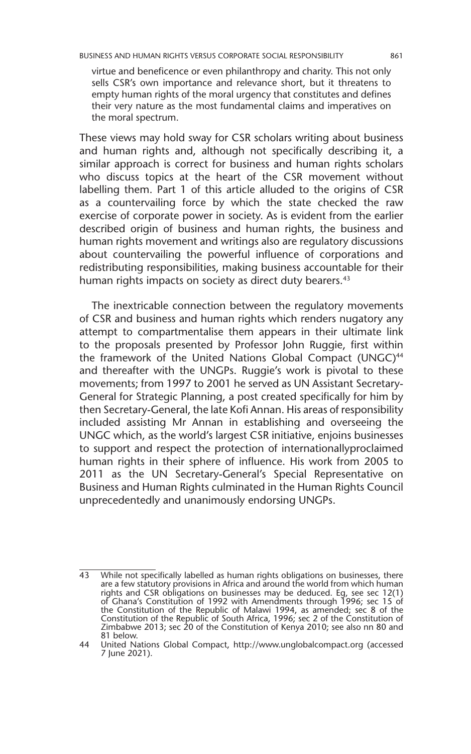virtue and beneficence or even philanthropy and charity. This not only sells CSR's own importance and relevance short, but it threatens to empty human rights of the moral urgency that constitutes and defines their very nature as the most fundamental claims and imperatives on the moral spectrum.

These views may hold sway for CSR scholars writing about business and human rights and, although not specifically describing it, a similar approach is correct for business and human rights scholars who discuss topics at the heart of the CSR movement without labelling them. Part 1 of this article alluded to the origins of CSR as a countervailing force by which the state checked the raw exercise of corporate power in society. As is evident from the earlier described origin of business and human rights, the business and human rights movement and writings also are regulatory discussions about countervailing the powerful influence of corporations and redistributing responsibilities, making business accountable for their human rights impacts on society as direct duty bearers.[43]

The inextricable connection between the regulatory movements of CSR and business and human rights which renders nugatory any attempt to compartmentalise them appears in their ultimate link to the proposals presented by Professor John Ruggie, first within the framework of the United Nations Global Compact (UNGC)[44] and thereafter with the UNGPs. Ruggie's work is pivotal to these movements; from 1997 to 2001 he served as UN Assistant Secretary-General for Strategic Planning, a post created specifically for him by then Secretary-General, the late Kofi Annan. His areas of responsibility included assisting Mr Annan in establishing and overseeing the UNGC which, as the world's largest CSR initiative, enjoins businesses to support and respect the protection of internationallyproclaimed human rights in their sphere of influence. His work from 2005 to 2011 as the UN Secretary-General's Special Representative on Business and Human Rights culminated in the Human Rights Council unprecedentedly and unanimously endorsing UNGPs.

---

43 While not specifically labelled as human rights obligations on businesses, there are a few statutory provisions in Africa and around the world from which human rights and CSR obligations on businesses may be deduced. Eg, see sec 12(1) of Ghana's Constitution of 1992 with Amendments through 1996; sec 15 of the Constitution of the Republic of Malawi 1994, as amended; sec 8 of the Constitution of the Republic of South Africa, 1996; sec 2 of the Constitution of Zimbabwe 2013; sec 20 of the Constitution of Kenya 2010; see also nn 80 and 81 below.

44 United Nations Global Compact, http://www.unglobalcompact.org (accessed 7 June 2021).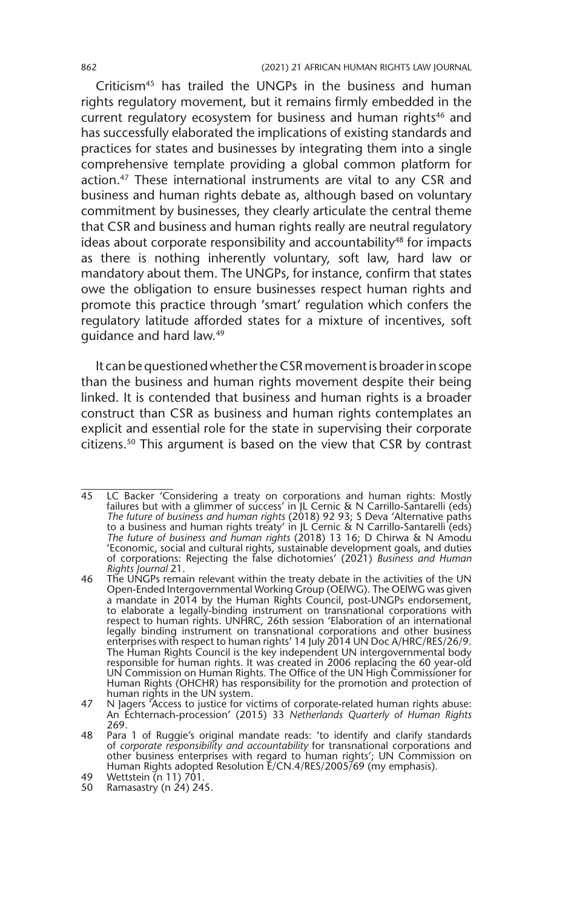Criticism[45] has trailed the UNGPs in the business and human rights regulatory movement, but it remains firmly embedded in the current regulatory ecosystem for business and human rights[46] and has successfully elaborated the implications of existing standards and practices for states and businesses by integrating them into a single comprehensive template providing a global common platform for action.[47] These international instruments are vital to any CSR and business and human rights debate as, although based on voluntary commitment by businesses, they clearly articulate the central theme that CSR and business and human rights really are neutral regulatory ideas about corporate responsibility and accountability[48] for impacts as there is nothing inherently voluntary, soft law, hard law or mandatory about them. The UNGPs, for instance, confirm that states owe the obligation to ensure businesses respect human rights and promote this practice through 'smart' regulation which confers the regulatory latitude afforded states for a mixture of incentives, soft guidance and hard law.[49]

It can be questioned whether the CSR movement is broader in scope than the business and human rights movement despite their being linked. It is contended that business and human rights is a broader construct than CSR as business and human rights contemplates an explicit and essential role for the state in supervising their corporate citizens.[50] This argument is based on the view that CSR by contrast

---

45 LC Backer 'Considering a treaty on corporations and human rights: Mostly failures but with a glimmer of success' in JL Cernic & N Carrillo-Santarelli (eds) *The future of business and human rights* (2018) 92 93; S Deva 'Alternative paths to a business and human rights treaty' in JL Cernic & N Carrillo-Santarelli (eds) *The future of business and human rights* (2018) 13 16; D Chirwa & N Amodu 'Economic, social and cultural rights, sustainable development goals, and duties of corporations: Rejecting the false dichotomies' (2021) *Business and Human Rights Journal* 21.

46 The UNGPs remain relevant within the treaty debate in the activities of the UN Open-Ended Intergovernmental Working Group (OEIWG). The OEIWG was given a mandate in 2014 by the Human Rights Council, post-UNGPs endorsement, to elaborate a legally-binding instrument on transnational corporations with respect to human rights. UNHRC, 26th session 'Elaboration of an international legally binding instrument on transnational corporations and other business enterprises with respect to human rights' 14 July 2014 UN Doc A/HRC/RES/26/9. The Human Rights Council is the key independent UN intergovernmental body responsible for human rights. It was created in 2006 replacing the 60 year-old UN Commission on Human Rights. The Office of the UN High Commissioner for Human Rights (OHCHR) has responsibility for the promotion and protection of human rights in the UN system.

47 N Jagers 'Access to justice for victims of corporate-related human rights abuse: An Echternach-procession' (2015) 33 *Netherlands Quarterly of Human Rights* 269.

48 Para 1 of Ruggie's original mandate reads: 'to identify and clarify standards of *corporate responsibility and accountability* for transnational corporations and other business enterprises with regard to human rights'; UN Commission on Human Rights adopted Resolution E/CN.4/RES/2005/69 (my emphasis).

49 Wettstein (n 11) 701.

50 Ramasastry (n 24) 245.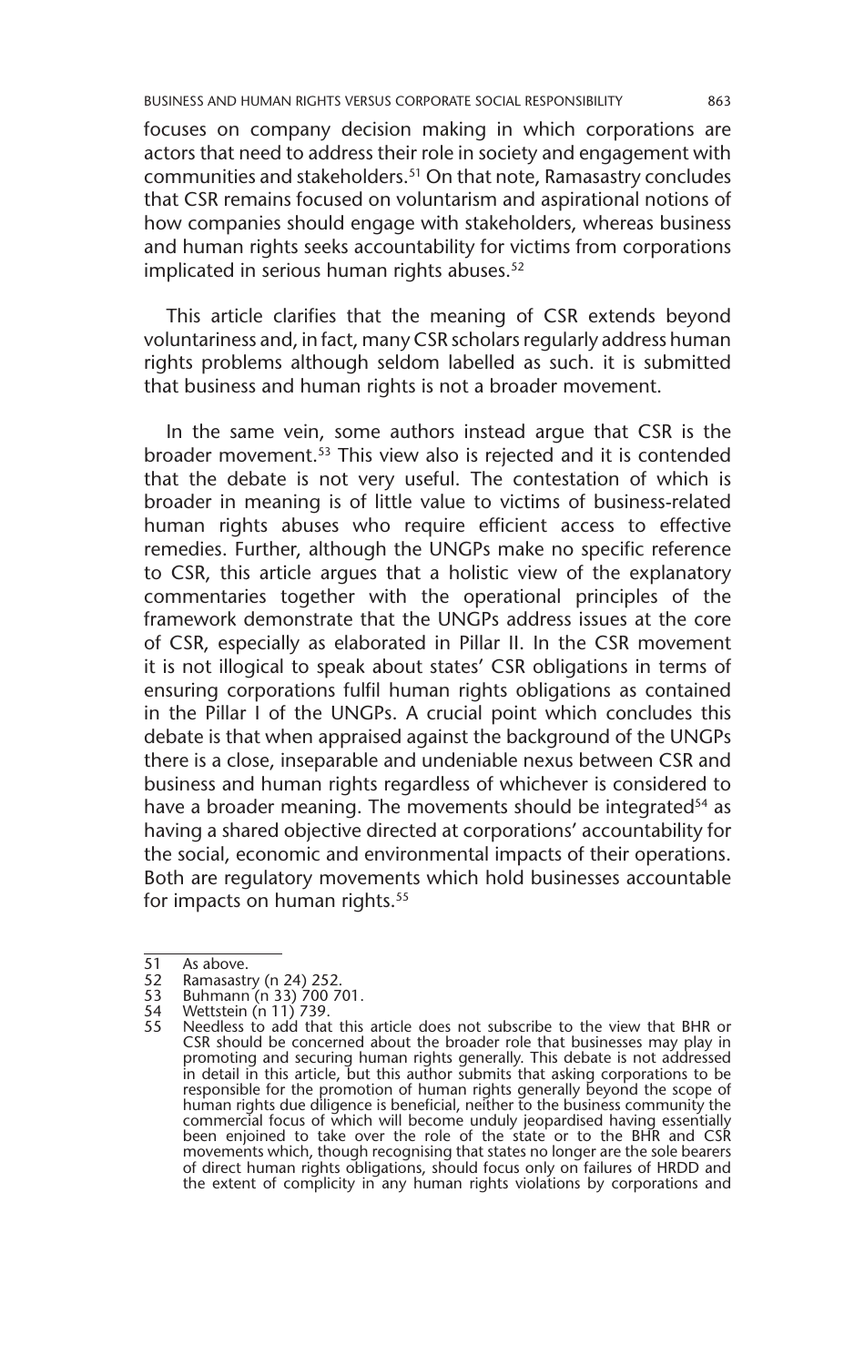focuses on company decision making in which corporations are actors that need to address their role in society and engagement with communities and stakeholders.[51] On that note, Ramasastry concludes that CSR remains focused on voluntarism and aspirational notions of how companies should engage with stakeholders, whereas business and human rights seeks accountability for victims from corporations implicated in serious human rights abuses.[52]

This article clarifies that the meaning of CSR extends beyond voluntariness and, in fact, many CSR scholars regularly address human rights problems although seldom labelled as such. it is submitted that business and human rights is not a broader movement.

In the same vein, some authors instead argue that CSR is the broader movement.[53] This view also is rejected and it is contended that the debate is not very useful. The contestation of which is broader in meaning is of little value to victims of business-related human rights abuses who require efficient access to effective remedies. Further, although the UNGPs make no specific reference to CSR, this article argues that a holistic view of the explanatory commentaries together with the operational principles of the framework demonstrate that the UNGPs address issues at the core of CSR, especially as elaborated in Pillar II. In the CSR movement it is not illogical to speak about states' CSR obligations in terms of ensuring corporations fulfil human rights obligations as contained in the Pillar I of the UNGPs. A crucial point which concludes this debate is that when appraised against the background of the UNGPs there is a close, inseparable and undeniable nexus between CSR and business and human rights regardless of whichever is considered to have a broader meaning. The movements should be integrated[54] as having a shared objective directed at corporations' accountability for the social, economic and environmental impacts of their operations. Both are regulatory movements which hold businesses accountable for impacts on human rights.[55]

---

51 As above.

52 Ramasastry (n 24) 252.

53 Buhmann (n 33) 700 701.

54 Wettstein (n 11) 739.

55 Needless to add that this article does not subscribe to the view that BHR or CSR should be concerned about the broader role that businesses may play in promoting and securing human rights generally. This debate is not addressed in detail in this article, but this author submits that asking corporations to be responsible for the promotion of human rights generally beyond the scope of human rights due diligence is beneficial, neither to the business community the commercial focus of which will become unduly jeopardised having essentially been enjoined to take over the role of the state or to the BHR and CSR movements which, though recognising that states no longer are the sole bearers of direct human rights obligations, should focus only on failures of HRDD and the extent of complicity in any human rights violations by corporations and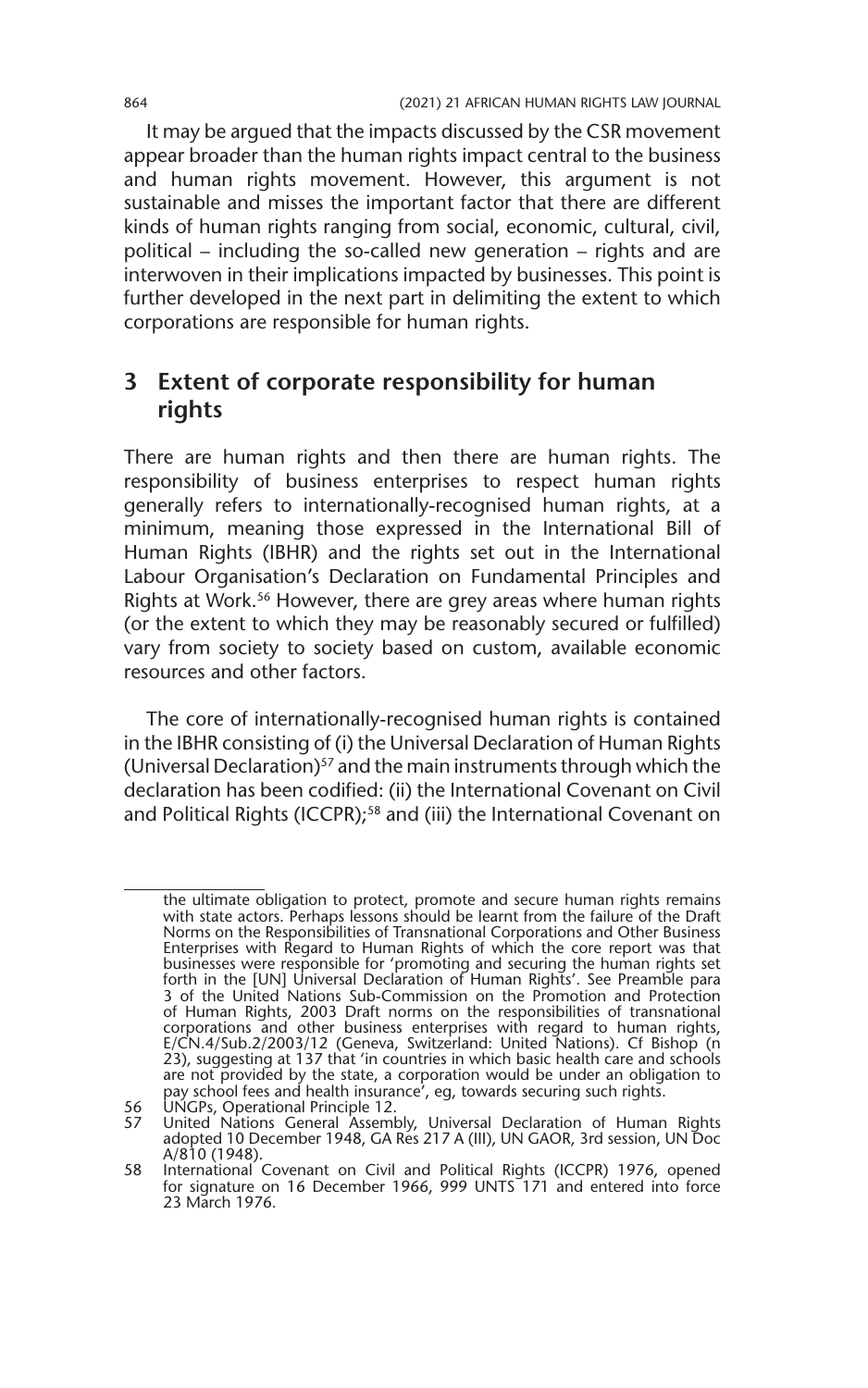It may be argued that the impacts discussed by the CSR movement appear broader than the human rights impact central to the business and human rights movement. However, this argument is not sustainable and misses the important factor that there are different kinds of human rights ranging from social, economic, cultural, civil, political – including the so-called new generation – rights and are interwoven in their implications impacted by businesses. This point is further developed in the next part in delimiting the extent to which corporations are responsible for human rights.

## 3 Extent of corporate responsibility for human rights

There are human rights and then there are human rights. The responsibility of business enterprises to respect human rights generally refers to internationally-recognised human rights, at a minimum, meaning those expressed in the International Bill of Human Rights (IBHR) and the rights set out in the International Labour Organisation's Declaration on Fundamental Principles and Rights at Work.[56] However, there are grey areas where human rights (or the extent to which they may be reasonably secured or fulfilled) vary from society to society based on custom, available economic resources and other factors.

The core of internationally-recognised human rights is contained in the IBHR consisting of (i) the Universal Declaration of Human Rights (Universal Declaration)[57] and the main instruments through which the declaration has been codified: (ii) the International Covenant on Civil and Political Rights (ICCPR);[58] and (iii) the International Covenant on

---

the ultimate obligation to protect, promote and secure human rights remains with state actors. Perhaps lessons should be learnt from the failure of the Draft Norms on the Responsibilities of Transnational Corporations and Other Business Enterprises with Regard to Human Rights of which the core report was that businesses were responsible for 'promoting and securing the human rights set forth in the [UN] Universal Declaration of Human Rights'. See Preamble para 3 of the United Nations Sub-Commission on the Promotion and Protection of Human Rights, 2003 Draft norms on the responsibilities of transnational corporations and other business enterprises with regard to human rights, E/CN.4/Sub.2/2003/12 (Geneva, Switzerland: United Nations). Cf Bishop (n 23), suggesting at 137 that 'in countries in which basic health care and schools are not provided by the state, a corporation would be under an obligation to pay school fees and health insurance', eg, towards securing such rights.

56 UNGPs, Operational Principle 12.

57 United Nations General Assembly, Universal Declaration of Human Rights adopted 10 December 1948, GA Res 217 A (III), UN GAOR, 3rd session, UN Doc A/810 (1948).

58 International Covenant on Civil and Political Rights (ICCPR) 1976, opened for signature on 16 December 1966, 999 UNTS 171 and entered into force 23 March 1976.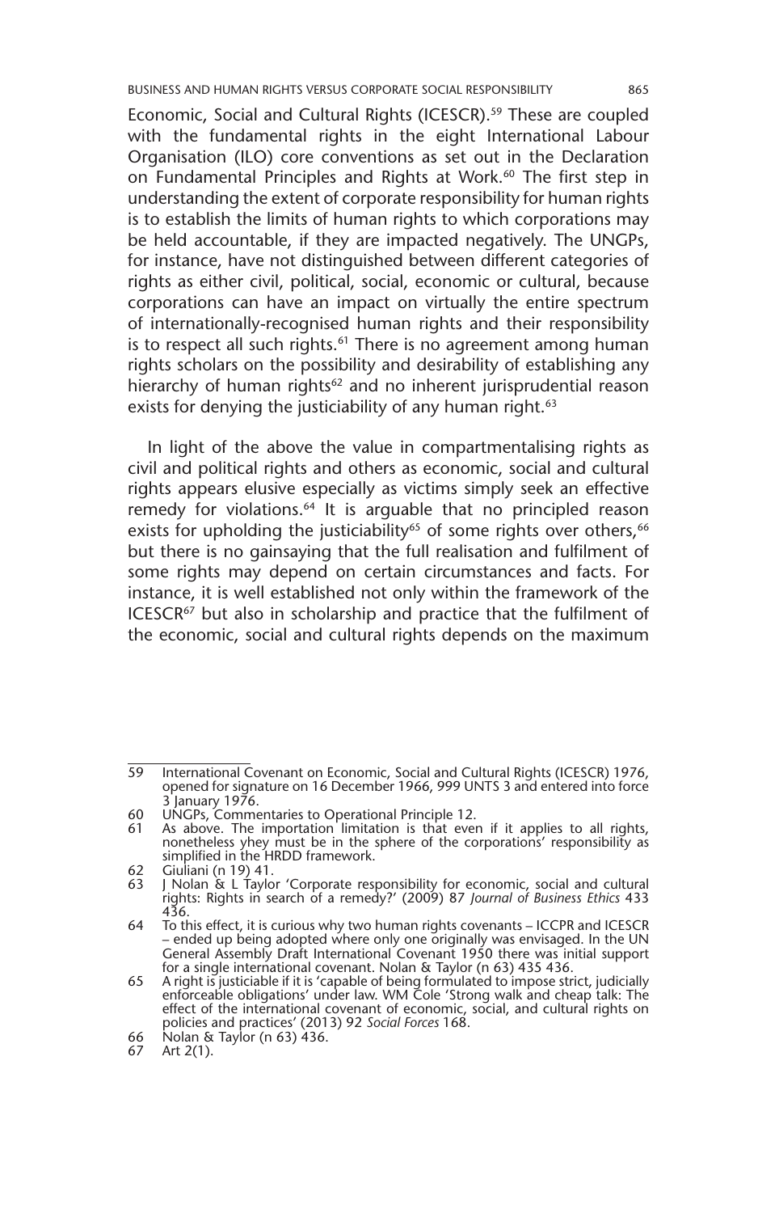Economic, Social and Cultural Rights (ICESCR).[59] These are coupled with the fundamental rights in the eight International Labour Organisation (ILO) core conventions as set out in the Declaration on Fundamental Principles and Rights at Work.[60] The first step in understanding the extent of corporate responsibility for human rights is to establish the limits of human rights to which corporations may be held accountable, if they are impacted negatively. The UNGPs, for instance, have not distinguished between different categories of rights as either civil, political, social, economic or cultural, because corporations can have an impact on virtually the entire spectrum of internationally-recognised human rights and their responsibility is to respect all such rights.[61] There is no agreement among human rights scholars on the possibility and desirability of establishing any hierarchy of human rights[62] and no inherent jurisprudential reason exists for denying the justiciability of any human right.[63]

In light of the above the value in compartmentalising rights as civil and political rights and others as economic, social and cultural rights appears elusive especially as victims simply seek an effective remedy for violations.[64] It is arguable that no principled reason exists for upholding the justiciability[65] of some rights over others,[66] but there is no gainsaying that the full realisation and fulfilment of some rights may depend on certain circumstances and facts. For instance, it is well established not only within the framework of the ICESCR[67] but also in scholarship and practice that the fulfilment of the economic, social and cultural rights depends on the maximum

---

59 International Covenant on Economic, Social and Cultural Rights (ICESCR) 1976, opened for signature on 16 December 1966, 999 UNTS 3 and entered into force 3 January 1976.

60 UNGPs, Commentaries to Operational Principle 12.

61 As above. The importation limitation is that even if it applies to all rights, nonetheless yhey must be in the sphere of the corporations' responsibility as simplified in the HRDD framework.

62 Giuliani (n 19) 41.

63 J Nolan & L Taylor 'Corporate responsibility for economic, social and cultural rights: Rights in search of a remedy?' (2009) 87 *Journal of Business Ethics* 433 436.

64 To this effect, it is curious why two human rights covenants – ICCPR and ICESCR – ended up being adopted where only one originally was envisaged. In the UN General Assembly Draft International Covenant 1950 there was initial support for a single international covenant. Nolan & Taylor (n 63) 435 436.

65 A right is justiciable if it is 'capable of being formulated to impose strict, judicially enforceable obligations' under law. WM Cole 'Strong walk and cheap talk: The effect of the international covenant of economic, social, and cultural rights on policies and practices' (2013) 92 *Social Forces* 168.

66 Nolan & Taylor (n 63) 436.

67 Art 2(1).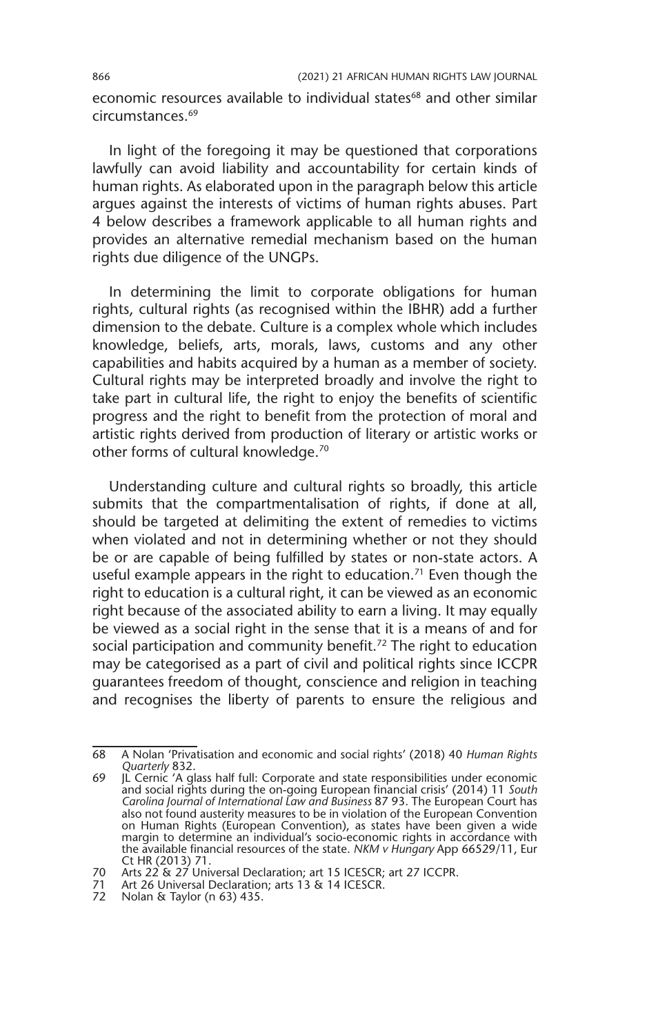economic resources available to individual states[68] and other similar circumstances.[69]

In light of the foregoing it may be questioned that corporations lawfully can avoid liability and accountability for certain kinds of human rights. As elaborated upon in the paragraph below this article argues against the interests of victims of human rights abuses. Part 4 below describes a framework applicable to all human rights and provides an alternative remedial mechanism based on the human rights due diligence of the UNGPs.

In determining the limit to corporate obligations for human rights, cultural rights (as recognised within the IBHR) add a further dimension to the debate. Culture is a complex whole which includes knowledge, beliefs, arts, morals, laws, customs and any other capabilities and habits acquired by a human as a member of society. Cultural rights may be interpreted broadly and involve the right to take part in cultural life, the right to enjoy the benefits of scientific progress and the right to benefit from the protection of moral and artistic rights derived from production of literary or artistic works or other forms of cultural knowledge.[70]

Understanding culture and cultural rights so broadly, this article submits that the compartmentalisation of rights, if done at all, should be targeted at delimiting the extent of remedies to victims when violated and not in determining whether or not they should be or are capable of being fulfilled by states or non-state actors. A useful example appears in the right to education.[71] Even though the right to education is a cultural right, it can be viewed as an economic right because of the associated ability to earn a living. It may equally be viewed as a social right in the sense that it is a means of and for social participation and community benefit.[72] The right to education may be categorised as a part of civil and political rights since ICCPR guarantees freedom of thought, conscience and religion in teaching and recognises the liberty of parents to ensure the religious and

---

68 A Nolan 'Privatisation and economic and social rights' (2018) 40 *Human Rights Quarterly* 832.

69 JL Cernic 'A glass half full: Corporate and state responsibilities under economic and social rights during the on-going European financial crisis' (2014) 11 *South Carolina Journal of International Law and Business* 87 93. The European Court has also not found austerity measures to be in violation of the European Convention on Human Rights (European Convention), as states have been given a wide margin to determine an individual's socio-economic rights in accordance with the available financial resources of the state. *NKM v Hungary* App 66529/11, Eur Ct HR (2013) 71.

70 Arts 22 & 27 Universal Declaration; art 15 ICESCR; art 27 ICCPR.

71 Art 26 Universal Declaration; arts 13 & 14 ICESCR.

72 Nolan & Taylor (n 63) 435.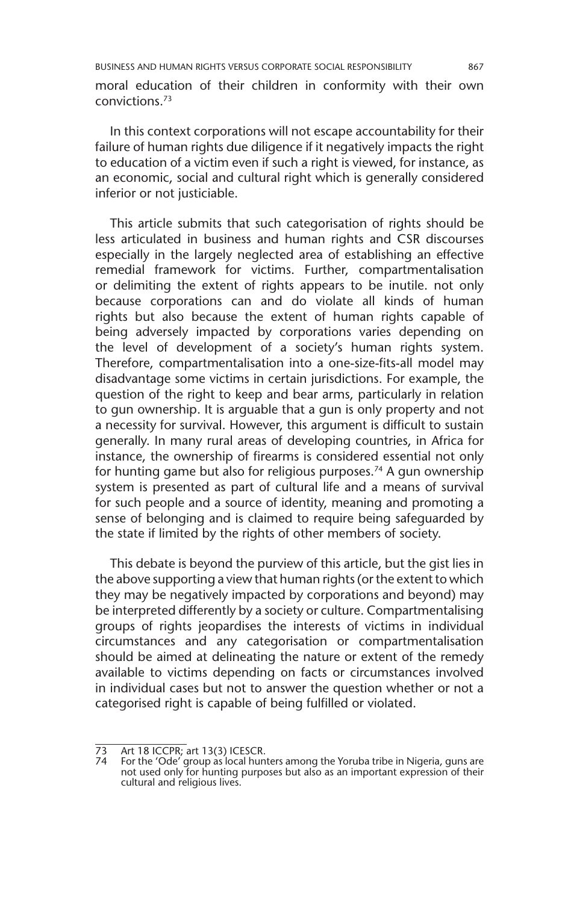moral education of their children in conformity with their own convictions.[73]

In this context corporations will not escape accountability for their failure of human rights due diligence if it negatively impacts the right to education of a victim even if such a right is viewed, for instance, as an economic, social and cultural right which is generally considered inferior or not justiciable.

This article submits that such categorisation of rights should be less articulated in business and human rights and CSR discourses especially in the largely neglected area of establishing an effective remedial framework for victims. Further, compartmentalisation or delimiting the extent of rights appears to be inutile. not only because corporations can and do violate all kinds of human rights but also because the extent of human rights capable of being adversely impacted by corporations varies depending on the level of development of a society's human rights system. Therefore, compartmentalisation into a one-size-fits-all model may disadvantage some victims in certain jurisdictions. For example, the question of the right to keep and bear arms, particularly in relation to gun ownership. It is arguable that a gun is only property and not a necessity for survival. However, this argument is difficult to sustain generally. In many rural areas of developing countries, in Africa for instance, the ownership of firearms is considered essential not only for hunting game but also for religious purposes.[74] A gun ownership system is presented as part of cultural life and a means of survival for such people and a source of identity, meaning and promoting a sense of belonging and is claimed to require being safeguarded by the state if limited by the rights of other members of society.

This debate is beyond the purview of this article, but the gist lies in the above supporting a view that human rights (or the extent to which they may be negatively impacted by corporations and beyond) may be interpreted differently by a society or culture. Compartmentalising groups of rights jeopardises the interests of victims in individual circumstances and any categorisation or compartmentalisation should be aimed at delineating the nature or extent of the remedy available to victims depending on facts or circumstances involved in individual cases but not to answer the question whether or not a categorised right is capable of being fulfilled or violated.

---

73 Art 18 ICCPR; art 13(3) ICESCR.

74 For the 'Ode' group as local hunters among the Yoruba tribe in Nigeria, guns are not used only for hunting purposes but also as an important expression of their cultural and religious lives.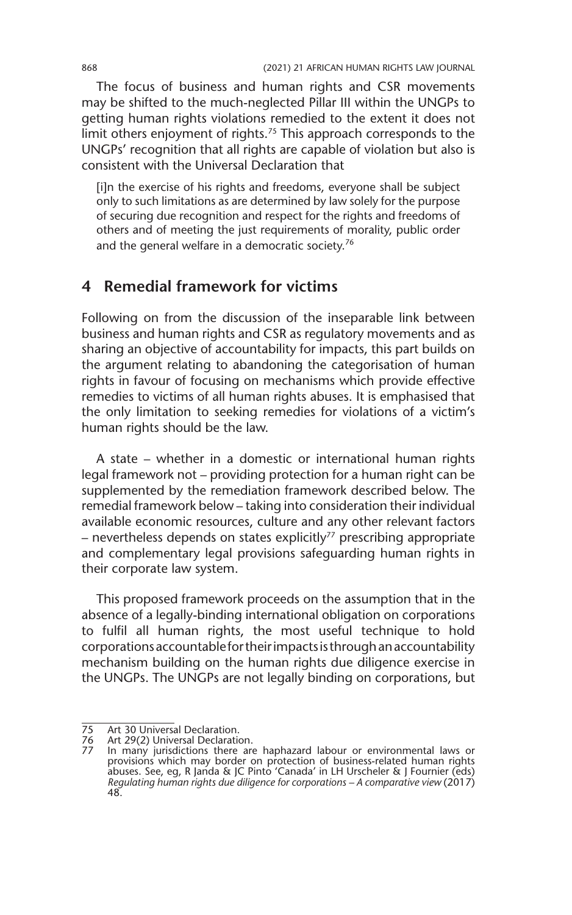The focus of business and human rights and CSR movements may be shifted to the much-neglected Pillar III within the UNGPs to getting human rights violations remedied to the extent it does not limit others enjoyment of rights.[75] This approach corresponds to the UNGPs' recognition that all rights are capable of violation but also is consistent with the Universal Declaration that

> [i]n the exercise of his rights and freedoms, everyone shall be subject only to such limitations as are determined by law solely for the purpose of securing due recognition and respect for the rights and freedoms of others and of meeting the just requirements of morality, public order and the general welfare in a democratic society.[76]

## 4 Remedial framework for victims

Following on from the discussion of the inseparable link between business and human rights and CSR as regulatory movements and as sharing an objective of accountability for impacts, this part builds on the argument relating to abandoning the categorisation of human rights in favour of focusing on mechanisms which provide effective remedies to victims of all human rights abuses. It is emphasised that the only limitation to seeking remedies for violations of a victim's human rights should be the law.

A state – whether in a domestic or international human rights legal framework not – providing protection for a human right can be supplemented by the remediation framework described below. The remedial framework below – taking into consideration their individual available economic resources, culture and any other relevant factors – nevertheless depends on states explicitly[77] prescribing appropriate and complementary legal provisions safeguarding human rights in their corporate law system.

This proposed framework proceeds on the assumption that in the absence of a legally-binding international obligation on corporations to fulfil all human rights, the most useful technique to hold corporations accountable for their impacts is through an accountability mechanism building on the human rights due diligence exercise in the UNGPs. The UNGPs are not legally binding on corporations, but

---

75 Art 30 Universal Declaration.

76 Art 29(2) Universal Declaration.

77 In many jurisdictions there are haphazard labour or environmental laws or provisions which may border on protection of business-related human rights abuses. See, eg, R Janda & JC Pinto 'Canada' in LH Urscheler & J Fournier (eds) *Regulating human rights due diligence for corporations – A comparative view* (2017) 48.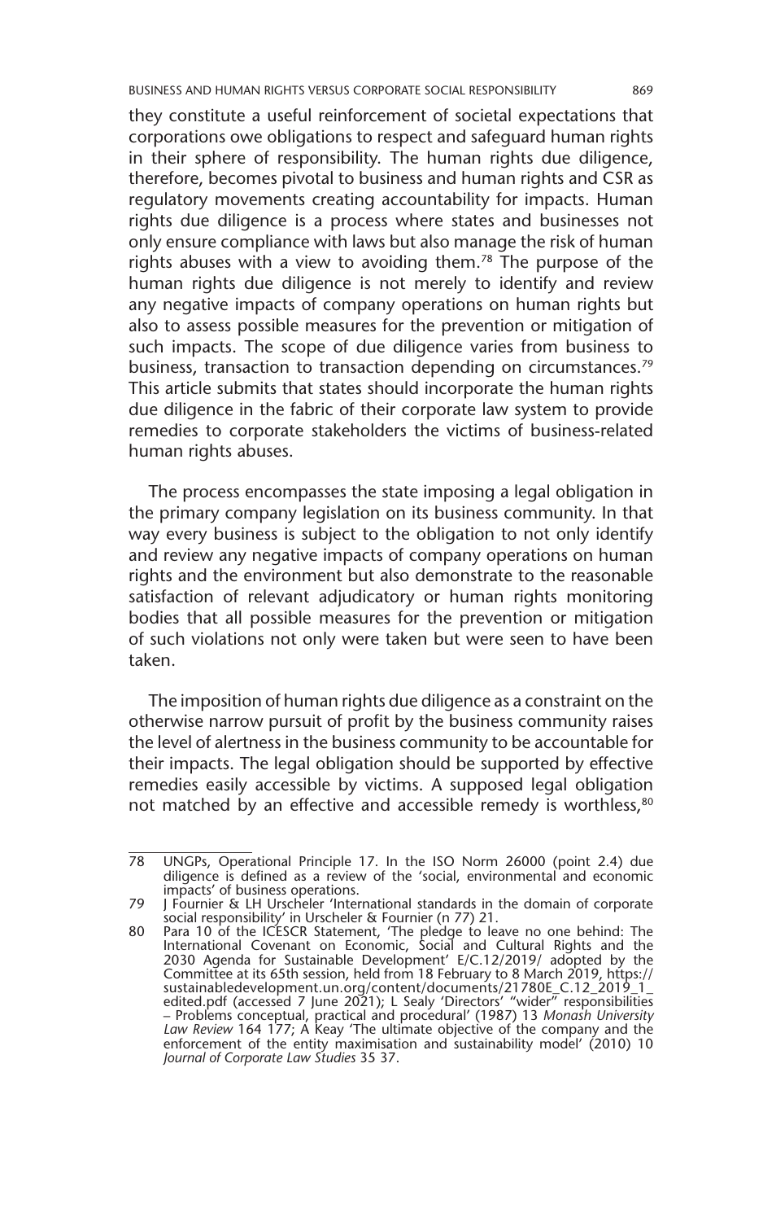they constitute a useful reinforcement of societal expectations that corporations owe obligations to respect and safeguard human rights in their sphere of responsibility. The human rights due diligence, therefore, becomes pivotal to business and human rights and CSR as regulatory movements creating accountability for impacts. Human rights due diligence is a process where states and businesses not only ensure compliance with laws but also manage the risk of human rights abuses with a view to avoiding them.[78] The purpose of the human rights due diligence is not merely to identify and review any negative impacts of company operations on human rights but also to assess possible measures for the prevention or mitigation of such impacts. The scope of due diligence varies from business to business, transaction to transaction depending on circumstances.[79] This article submits that states should incorporate the human rights due diligence in the fabric of their corporate law system to provide remedies to corporate stakeholders the victims of business-related human rights abuses.

The process encompasses the state imposing a legal obligation in the primary company legislation on its business community. In that way every business is subject to the obligation to not only identify and review any negative impacts of company operations on human rights and the environment but also demonstrate to the reasonable satisfaction of relevant adjudicatory or human rights monitoring bodies that all possible measures for the prevention or mitigation of such violations not only were taken but were seen to have been taken.

The imposition of human rights due diligence as a constraint on the otherwise narrow pursuit of profit by the business community raises the level of alertness in the business community to be accountable for their impacts. The legal obligation should be supported by effective remedies easily accessible by victims. A supposed legal obligation not matched by an effective and accessible remedy is worthless,[80]

---

78 UNGPs, Operational Principle 17. In the ISO Norm 26000 (point 2.4) due diligence is defined as a review of the 'social, environmental and economic impacts' of business operations.

79 J Fournier & LH Urscheler 'International standards in the domain of corporate social responsibility' in Urscheler & Fournier (n 77) 21.

80 Para 10 of the ICESCR Statement, 'The pledge to leave no one behind: The International Covenant on Economic, Social and Cultural Rights and the 2030 Agenda for Sustainable Development' E/C.12/2019/ adopted by the Committee at its 65th session, held from 18 February to 8 March 2019, https://sustainabledevelopment.un.org/content/documents/21780E_C.12_2019_1_edited.pdf (accessed 7 June 2021); L Sealy 'Directors' "wider" responsibilities – Problems conceptual, practical and procedural' (1987) 13 *Monash University Law Review* 164 177; A Keay 'The ultimate objective of the company and the enforcement of the entity maximisation and sustainability model' (2010) 10 *Journal of Corporate Law Studies* 35 37.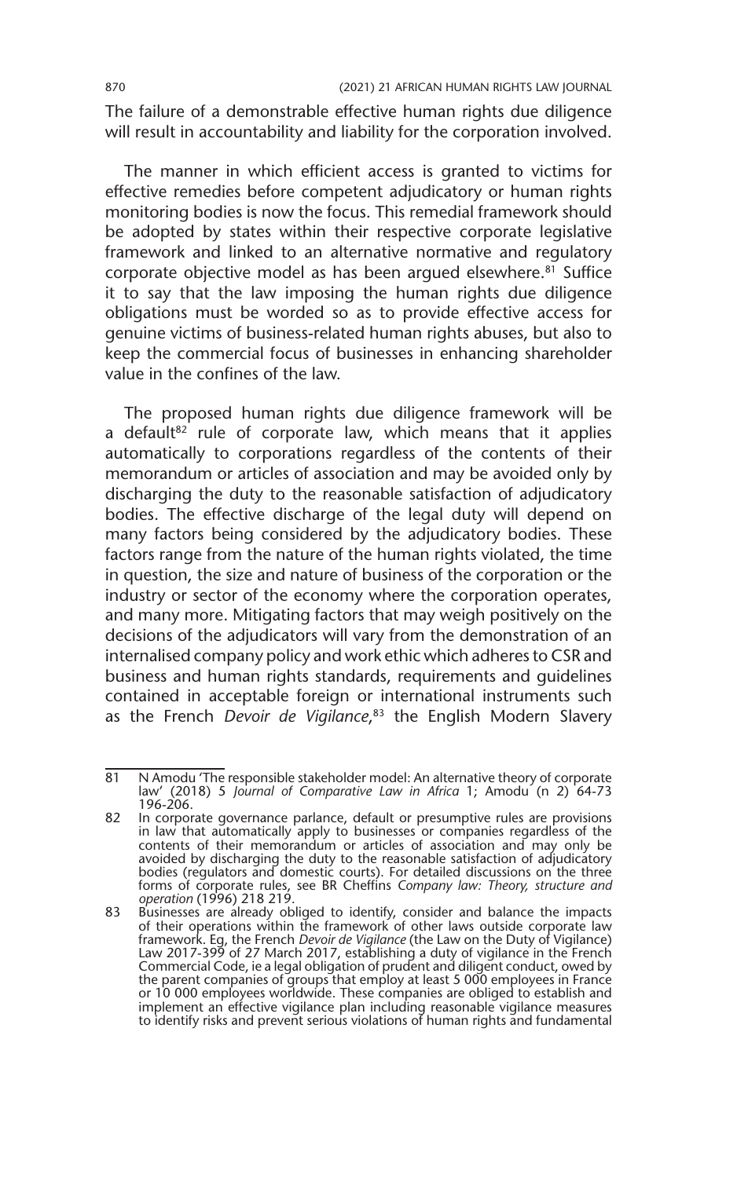The failure of a demonstrable effective human rights due diligence will result in accountability and liability for the corporation involved.

The manner in which efficient access is granted to victims for effective remedies before competent adjudicatory or human rights monitoring bodies is now the focus. This remedial framework should be adopted by states within their respective corporate legislative framework and linked to an alternative normative and regulatory corporate objective model as has been argued elsewhere.[81] Suffice it to say that the law imposing the human rights due diligence obligations must be worded so as to provide effective access for genuine victims of business-related human rights abuses, but also to keep the commercial focus of businesses in enhancing shareholder value in the confines of the law.

The proposed human rights due diligence framework will be a default[82] rule of corporate law, which means that it applies automatically to corporations regardless of the contents of their memorandum or articles of association and may be avoided only by discharging the duty to the reasonable satisfaction of adjudicatory bodies. The effective discharge of the legal duty will depend on many factors being considered by the adjudicatory bodies. These factors range from the nature of the human rights violated, the time in question, the size and nature of business of the corporation or the industry or sector of the economy where the corporation operates, and many more. Mitigating factors that may weigh positively on the decisions of the adjudicators will vary from the demonstration of an internalised company policy and work ethic which adheres to CSR and business and human rights standards, requirements and guidelines contained in acceptable foreign or international instruments such as the French *Devoir de Vigilance*,[83] the English Modern Slavery

---

81 N Amodu 'The responsible stakeholder model: An alternative theory of corporate law' (2018) 5 *Journal of Comparative Law in Africa* 1; Amodu (n 2) 64-73 196-206.

82 In corporate governance parlance, default or presumptive rules are provisions in law that automatically apply to businesses or companies regardless of the contents of their memorandum or articles of association and may only be avoided by discharging the duty to the reasonable satisfaction of adjudicatory bodies (regulators and domestic courts). For detailed discussions on the three forms of corporate rules, see BR Cheffins *Company law: Theory, structure and operation* (1996) 218 219.

83 Businesses are already obliged to identify, consider and balance the impacts of their operations within the framework of other laws outside corporate law framework. Eg, the French *Devoir de Vigilance* (the Law on the Duty of Vigilance) Law 2017-399 of 27 March 2017, establishing a duty of vigilance in the French Commercial Code, ie a legal obligation of prudent and diligent conduct, owed by the parent companies of groups that employ at least 5 000 employees in France or 10 000 employees worldwide. These companies are obliged to establish and implement an effective vigilance plan including reasonable vigilance measures to identify risks and prevent serious violations of human rights and fundamental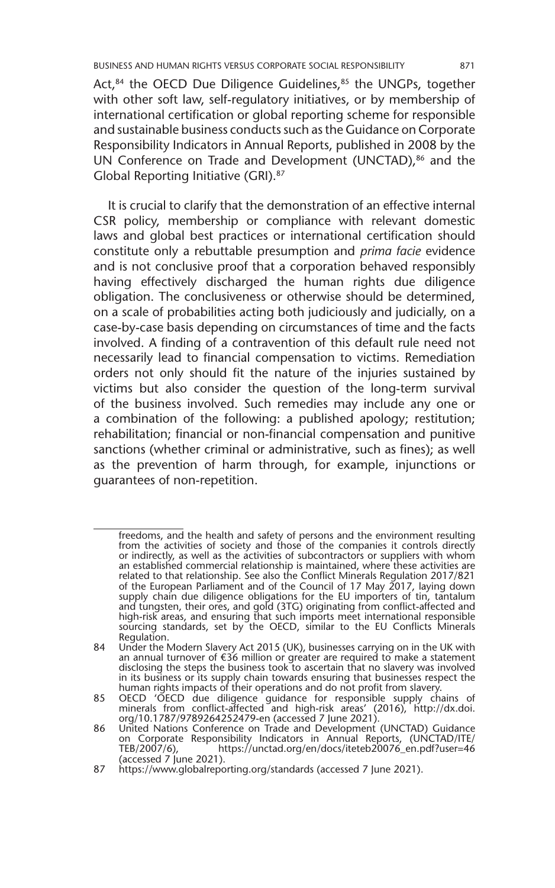Act,[84] the OECD Due Diligence Guidelines,[85] the UNGPs, together with other soft law, self-regulatory initiatives, or by membership of international certification or global reporting scheme for responsible and sustainable business conducts such as the Guidance on Corporate Responsibility Indicators in Annual Reports, published in 2008 by the UN Conference on Trade and Development (UNCTAD),[86] and the Global Reporting Initiative (GRI).[87]

It is crucial to clarify that the demonstration of an effective internal CSR policy, membership or compliance with relevant domestic laws and global best practices or international certification should constitute only a rebuttable presumption and *prima facie* evidence and is not conclusive proof that a corporation behaved responsibly having effectively discharged the human rights due diligence obligation. The conclusiveness or otherwise should be determined, on a scale of probabilities acting both judiciously and judicially, on a case-by-case basis depending on circumstances of time and the facts involved. A finding of a contravention of this default rule need not necessarily lead to financial compensation to victims. Remediation orders not only should fit the nature of the injuries sustained by victims but also consider the question of the long-term survival of the business involved. Such remedies may include any one or a combination of the following: a published apology; restitution; rehabilitation; financial or non-financial compensation and punitive sanctions (whether criminal or administrative, such as fines); as well as the prevention of harm through, for example, injunctions or guarantees of non-repetition.

---

freedoms, and the health and safety of persons and the environment resulting from the activities of society and those of the companies it controls directly or indirectly, as well as the activities of subcontractors or suppliers with whom an established commercial relationship is maintained, where these activities are related to that relationship. See also the Conflict Minerals Regulation 2017/821 of the European Parliament and of the Council of 17 May 2017, laying down supply chain due diligence obligations for the EU importers of tin, tantalum and tungsten, their ores, and gold (3TG) originating from conflict-affected and high-risk areas, and ensuring that such imports meet international responsible sourcing standards, set by the OECD, similar to the EU Conflicts Minerals Regulation.

84 Under the Modern Slavery Act 2015 (UK), businesses carrying on in the UK with an annual turnover of €36 million or greater are required to make a statement disclosing the steps the business took to ascertain that no slavery was involved in its business or its supply chain towards ensuring that businesses respect the human rights impacts of their operations and do not profit from slavery.

85 OECD 'OECD due diligence guidance for responsible supply chains of minerals from conflict-affected and high-risk areas' (2016), http://dx.doi.org/10.1787/9789264252479-en (accessed 7 June 2021).

86 United Nations Conference on Trade and Development (UNCTAD) Guidance on Corporate Responsibility Indicators in Annual Reports, (UNCTAD/ITE/TEB/2007/6), https://unctad.org/en/docs/iteteb20076_en.pdf?user=46 (accessed 7 June 2021).

87 https://www.globalreporting.org/standards (accessed 7 June 2021).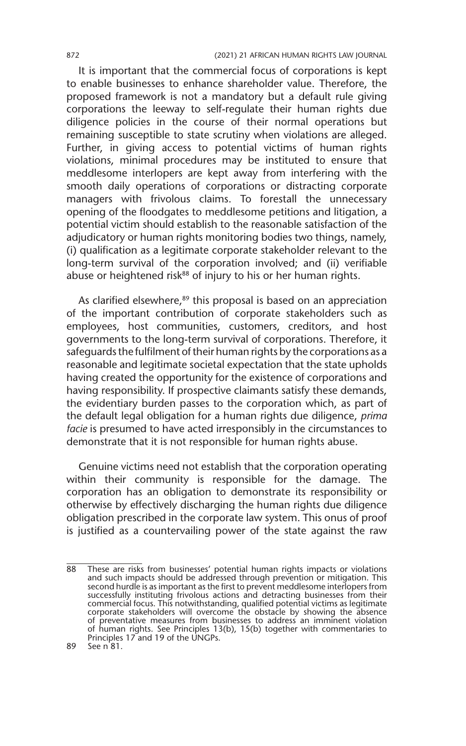It is important that the commercial focus of corporations is kept to enable businesses to enhance shareholder value. Therefore, the proposed framework is not a mandatory but a default rule giving corporations the leeway to self-regulate their human rights due diligence policies in the course of their normal operations but remaining susceptible to state scrutiny when violations are alleged. Further, in giving access to potential victims of human rights violations, minimal procedures may be instituted to ensure that meddlesome interlopers are kept away from interfering with the smooth daily operations of corporations or distracting corporate managers with frivolous claims. To forestall the unnecessary opening of the floodgates to meddlesome petitions and litigation, a potential victim should establish to the reasonable satisfaction of the adjudicatory or human rights monitoring bodies two things, namely, (i) qualification as a legitimate corporate stakeholder relevant to the long-term survival of the corporation involved; and (ii) verifiable abuse or heightened risk[88] of injury to his or her human rights.

As clarified elsewhere,[89] this proposal is based on an appreciation of the important contribution of corporate stakeholders such as employees, host communities, customers, creditors, and host governments to the long-term survival of corporations. Therefore, it safeguards the fulfilment of their human rights by the corporations as a reasonable and legitimate societal expectation that the state upholds having created the opportunity for the existence of corporations and having responsibility. If prospective claimants satisfy these demands, the evidentiary burden passes to the corporation which, as part of the default legal obligation for a human rights due diligence, *prima facie* is presumed to have acted irresponsibly in the circumstances to demonstrate that it is not responsible for human rights abuse.

Genuine victims need not establish that the corporation operating within their community is responsible for the damage. The corporation has an obligation to demonstrate its responsibility or otherwise by effectively discharging the human rights due diligence obligation prescribed in the corporate law system. This onus of proof is justified as a countervailing power of the state against the raw

---

88 These are risks from businesses' potential human rights impacts or violations and such impacts should be addressed through prevention or mitigation. This second hurdle is as important as the first to prevent meddlesome interlopers from successfully instituting frivolous actions and detracting businesses from their commercial focus. This notwithstanding, qualified potential victims as legitimate corporate stakeholders will overcome the obstacle by showing the absence of preventative measures from businesses to address an imminent violation of human rights. See Principles 13(b), 15(b) together with commentaries to Principles 17 and 19 of the UNGPs.

89 See n 81.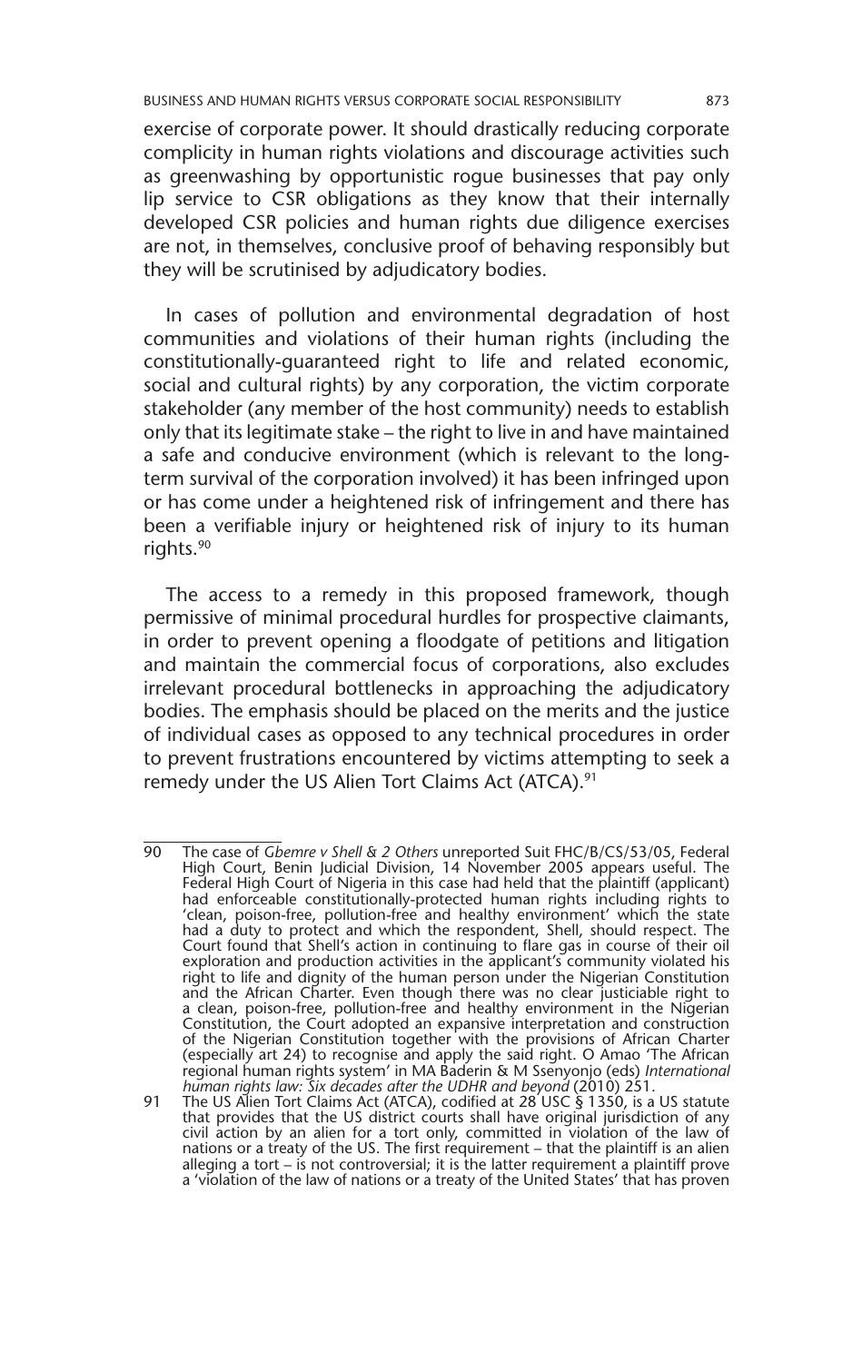exercise of corporate power. It should drastically reducing corporate complicity in human rights violations and discourage activities such as greenwashing by opportunistic rogue businesses that pay only lip service to CSR obligations as they know that their internally developed CSR policies and human rights due diligence exercises are not, in themselves, conclusive proof of behaving responsibly but they will be scrutinised by adjudicatory bodies.

In cases of pollution and environmental degradation of host communities and violations of their human rights (including the constitutionally-guaranteed right to life and related economic, social and cultural rights) by any corporation, the victim corporate stakeholder (any member of the host community) needs to establish only that its legitimate stake – the right to live in and have maintained a safe and conducive environment (which is relevant to the long-term survival of the corporation involved) it has been infringed upon or has come under a heightened risk of infringement and there has been a verifiable injury or heightened risk of injury to its human rights.[90]

The access to a remedy in this proposed framework, though permissive of minimal procedural hurdles for prospective claimants, in order to prevent opening a floodgate of petitions and litigation and maintain the commercial focus of corporations, also excludes irrelevant procedural bottlenecks in approaching the adjudicatory bodies. The emphasis should be placed on the merits and the justice of individual cases as opposed to any technical procedures in order to prevent frustrations encountered by victims attempting to seek a remedy under the US Alien Tort Claims Act (ATCA).[91]

---

90 The case of *Gbemre v Shell & 2 Others* unreported Suit FHC/B/CS/53/05, Federal High Court, Benin Judicial Division, 14 November 2005 appears useful. The Federal High Court of Nigeria in this case had held that the plaintiff (applicant) had enforceable constitutionally-protected human rights including rights to 'clean, poison-free, pollution-free and healthy environment' which the state had a duty to protect and which the respondent, Shell, should respect. The Court found that Shell's action in continuing to flare gas in course of their oil exploration and production activities in the applicant's community violated his right to life and dignity of the human person under the Nigerian Constitution and the African Charter. Even though there was no clear justiciable right to a clean, poison-free, pollution-free and healthy environment in the Nigerian Constitution, the Court adopted an expansive interpretation and construction of the Nigerian Constitution together with the provisions of African Charter (especially art 24) to recognise and apply the said right. O Amao 'The African regional human rights system' in MA Baderin & M Ssenyonjo (eds) *International human rights law: Six decades after the UDHR and beyond* (2010) 251.

91 The US Alien Tort Claims Act (ATCA), codified at 28 USC § 1350, is a US statute that provides that the US district courts shall have original jurisdiction of any civil action by an alien for a tort only, committed in violation of the law of nations or a treaty of the US. The first requirement – that the plaintiff is an alien alleging a tort – is not controversial; it is the latter requirement a plaintiff prove a 'violation of the law of nations or a treaty of the United States' that has proven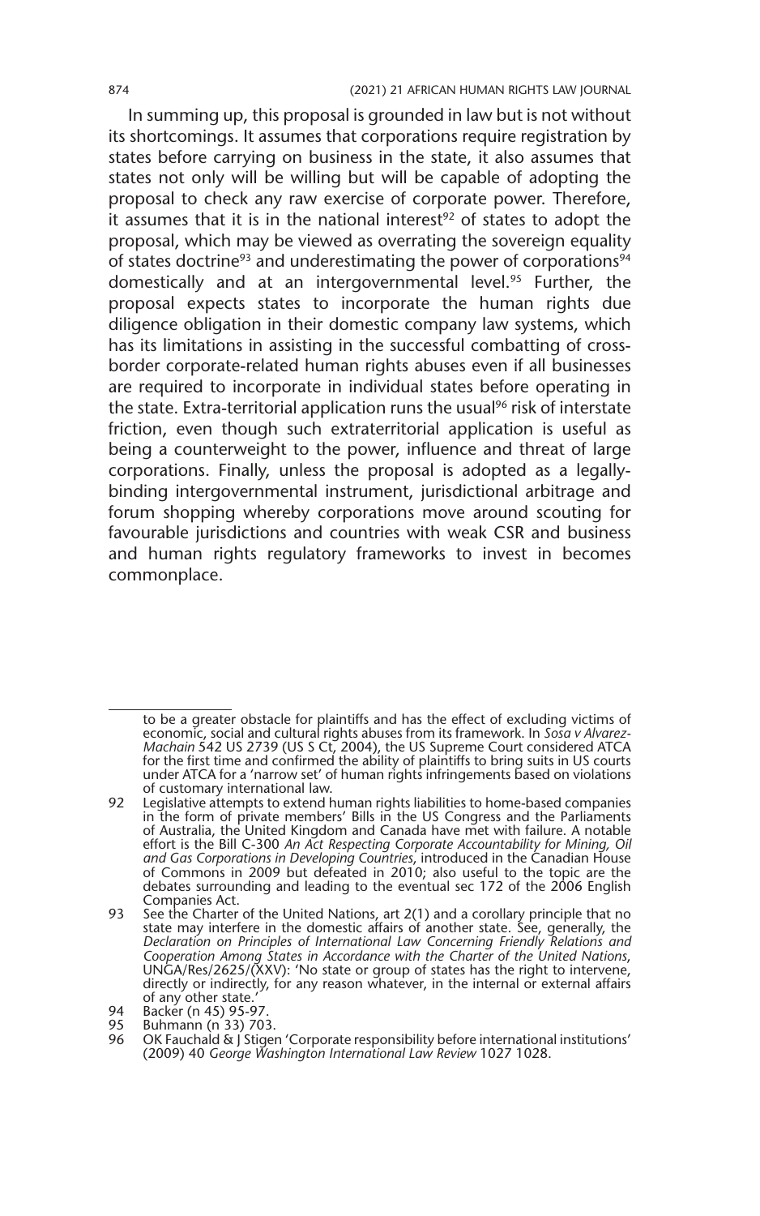In summing up, this proposal is grounded in law but is not without its shortcomings. It assumes that corporations require registration by states before carrying on business in the state, it also assumes that states not only will be willing but will be capable of adopting the proposal to check any raw exercise of corporate power. Therefore, it assumes that it is in the national interest[92] of states to adopt the proposal, which may be viewed as overrating the sovereign equality of states doctrine[93] and underestimating the power of corporations[94] domestically and at an intergovernmental level.[95] Further, the proposal expects states to incorporate the human rights due diligence obligation in their domestic company law systems, which has its limitations in assisting in the successful combatting of cross-border corporate-related human rights abuses even if all businesses are required to incorporate in individual states before operating in the state. Extra-territorial application runs the usual[96] risk of interstate friction, even though such extraterritorial application is useful as being a counterweight to the power, influence and threat of large corporations. Finally, unless the proposal is adopted as a legally-binding intergovernmental instrument, jurisdictional arbitrage and forum shopping whereby corporations move around scouting for favourable jurisdictions and countries with weak CSR and business and human rights regulatory frameworks to invest in becomes commonplace.

---

to be a greater obstacle for plaintiffs and has the effect of excluding victims of economic, social and cultural rights abuses from its framework. In *Sosa v Alvarez-Machain* 542 US 2739 (US S Ct, 2004), the US Supreme Court considered ATCA for the first time and confirmed the ability of plaintiffs to bring suits in US courts under ATCA for a 'narrow set' of human rights infringements based on violations of customary international law.

92 Legislative attempts to extend human rights liabilities to home-based companies in the form of private members' Bills in the US Congress and the Parliaments of Australia, the United Kingdom and Canada have met with failure. A notable effort is the Bill C-300 *An Act Respecting Corporate Accountability for Mining, Oil and Gas Corporations in Developing Countries*, introduced in the Canadian House of Commons in 2009 but defeated in 2010; also useful to the topic are the debates surrounding and leading to the eventual sec 172 of the 2006 English Companies Act.

93 See the Charter of the United Nations, art 2(1) and a corollary principle that no state may interfere in the domestic affairs of another state. See, generally, the *Declaration on Principles of International Law Concerning Friendly Relations and Cooperation Among States in Accordance with the Charter of the United Nations*, UNGA/Res/2625/(XXV): 'No state or group of states has the right to intervene, directly or indirectly, for any reason whatever, in the internal or external affairs of any other state.'

94 Backer (n 45) 95-97.

95 Buhmann (n 33) 703.

96 OK Fauchald & J Stigen 'Corporate responsibility before international institutions' (2009) 40 *George Washington International Law Review* 1027 1028.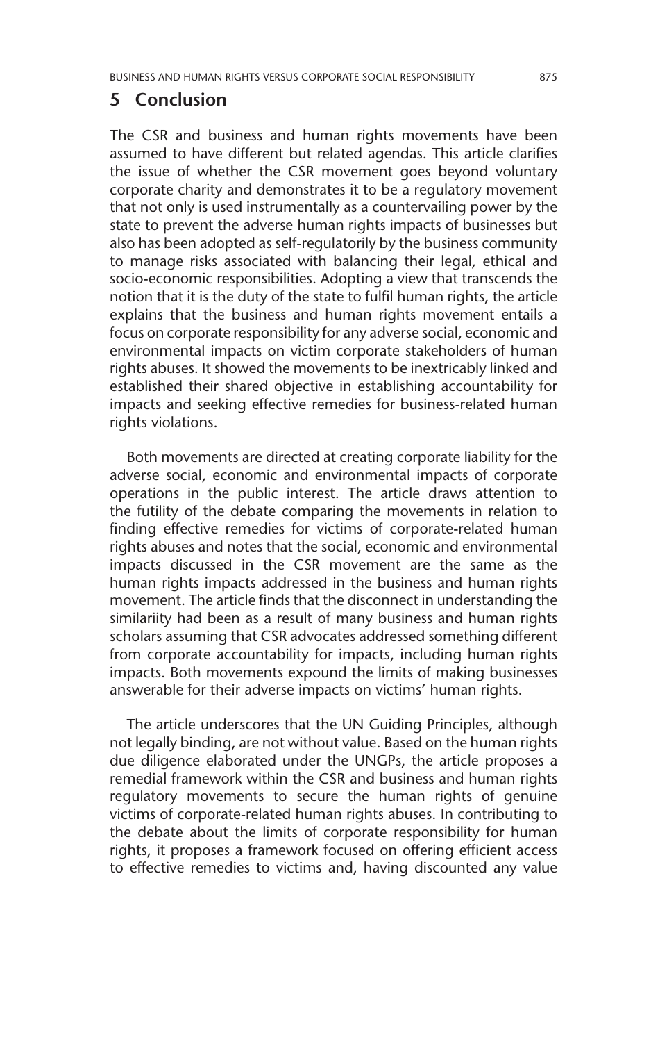## 5 Conclusion

The CSR and business and human rights movements have been assumed to have different but related agendas. This article clarifies the issue of whether the CSR movement goes beyond voluntary corporate charity and demonstrates it to be a regulatory movement that not only is used instrumentally as a countervailing power by the state to prevent the adverse human rights impacts of businesses but also has been adopted as self-regulatorily by the business community to manage risks associated with balancing their legal, ethical and socio-economic responsibilities. Adopting a view that transcends the notion that it is the duty of the state to fulfil human rights, the article explains that the business and human rights movement entails a focus on corporate responsibility for any adverse social, economic and environmental impacts on victim corporate stakeholders of human rights abuses. It showed the movements to be inextricably linked and established their shared objective in establishing accountability for impacts and seeking effective remedies for business-related human rights violations.

Both movements are directed at creating corporate liability for the adverse social, economic and environmental impacts of corporate operations in the public interest. The article draws attention to the futility of the debate comparing the movements in relation to finding effective remedies for victims of corporate-related human rights abuses and notes that the social, economic and environmental impacts discussed in the CSR movement are the same as the human rights impacts addressed in the business and human rights movement. The article finds that the disconnect in understanding the similariity had been as a result of many business and human rights scholars assuming that CSR advocates addressed something different from corporate accountability for impacts, including human rights impacts. Both movements expound the limits of making businesses answerable for their adverse impacts on victims' human rights.

The article underscores that the UN Guiding Principles, although not legally binding, are not without value. Based on the human rights due diligence elaborated under the UNGPs, the article proposes a remedial framework within the CSR and business and human rights regulatory movements to secure the human rights of genuine victims of corporate-related human rights abuses. In contributing to the debate about the limits of corporate responsibility for human rights, it proposes a framework focused on offering efficient access to effective remedies to victims and, having discounted any value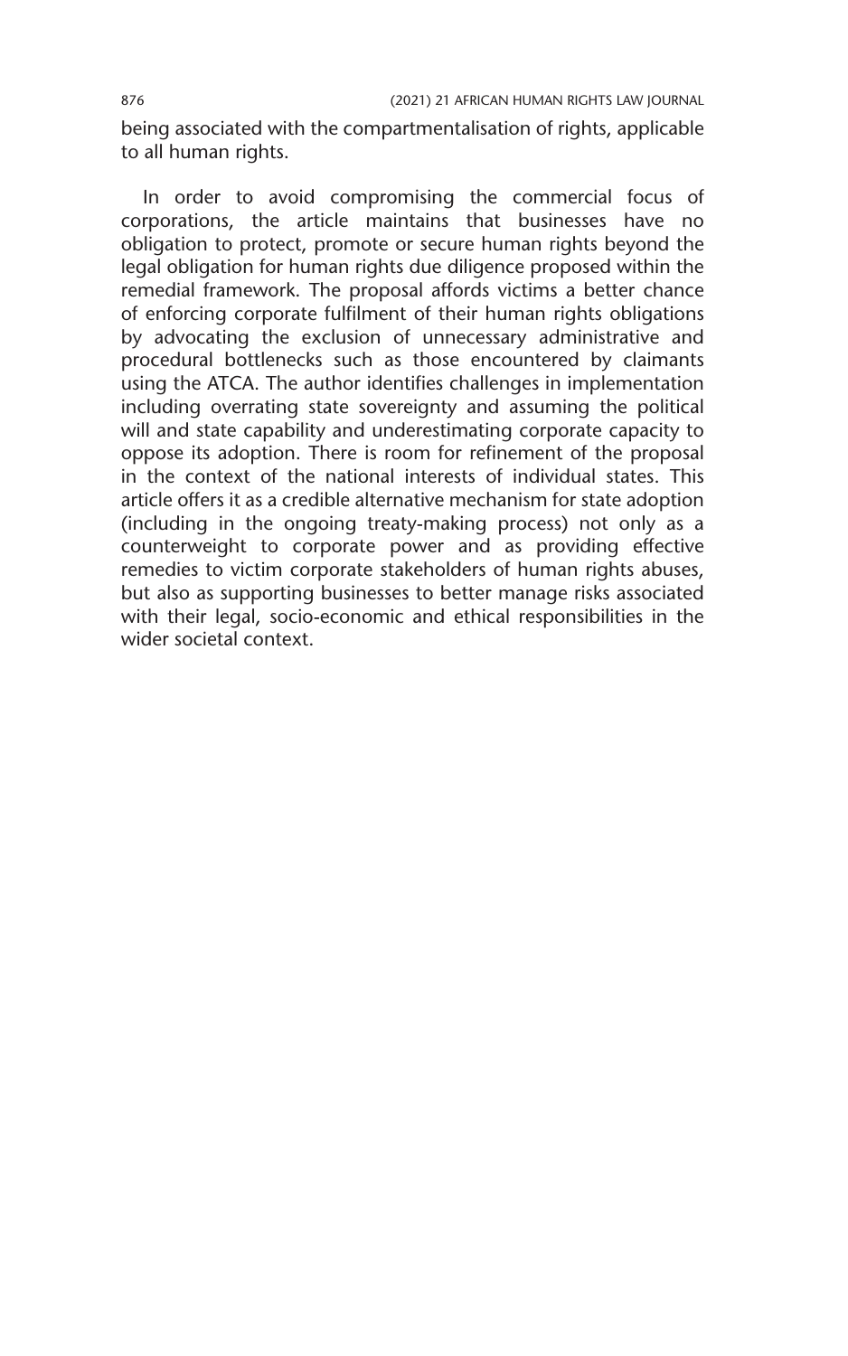being associated with the compartmentalisation of rights, applicable to all human rights.

In order to avoid compromising the commercial focus of corporations, the article maintains that businesses have no obligation to protect, promote or secure human rights beyond the legal obligation for human rights due diligence proposed within the remedial framework. The proposal affords victims a better chance of enforcing corporate fulfilment of their human rights obligations by advocating the exclusion of unnecessary administrative and procedural bottlenecks such as those encountered by claimants using the ATCA. The author identifies challenges in implementation including overrating state sovereignty and assuming the political will and state capability and underestimating corporate capacity to oppose its adoption. There is room for refinement of the proposal in the context of the national interests of individual states. This article offers it as a credible alternative mechanism for state adoption (including in the ongoing treaty-making process) not only as a counterweight to corporate power and as providing effective remedies to victim corporate stakeholders of human rights abuses, but also as supporting businesses to better manage risks associated with their legal, socio-economic and ethical responsibilities in the wider societal context.